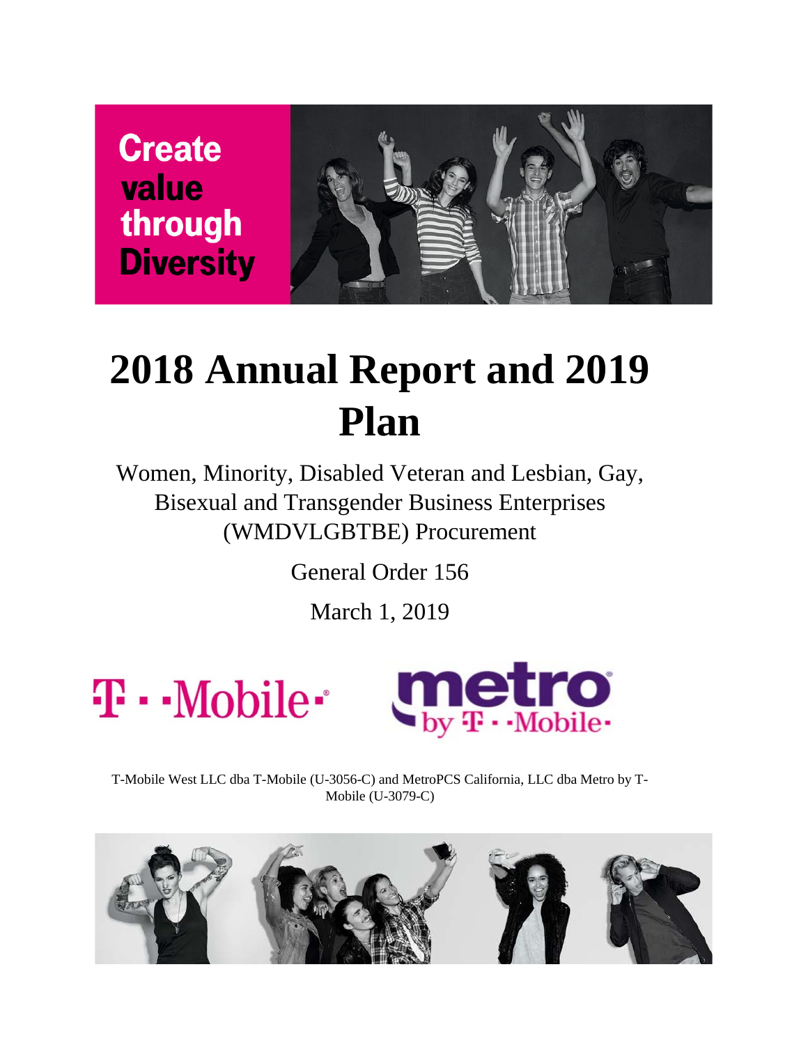Create value through Diversity

# 2018 Annual Report and 2019 Plan

Women, Minority, Disabled Veteran and Lesbian, Gay, Bisexual and Transgender Business Enterprises (WMDVLGBTBE) Procurement

General Order 156

March 1, 2019

T-Mobile West LLC dba T-Mobile (U-3056-C) and MetroPCS California, LLC dba Metro by T-Mobile (U-3079-C)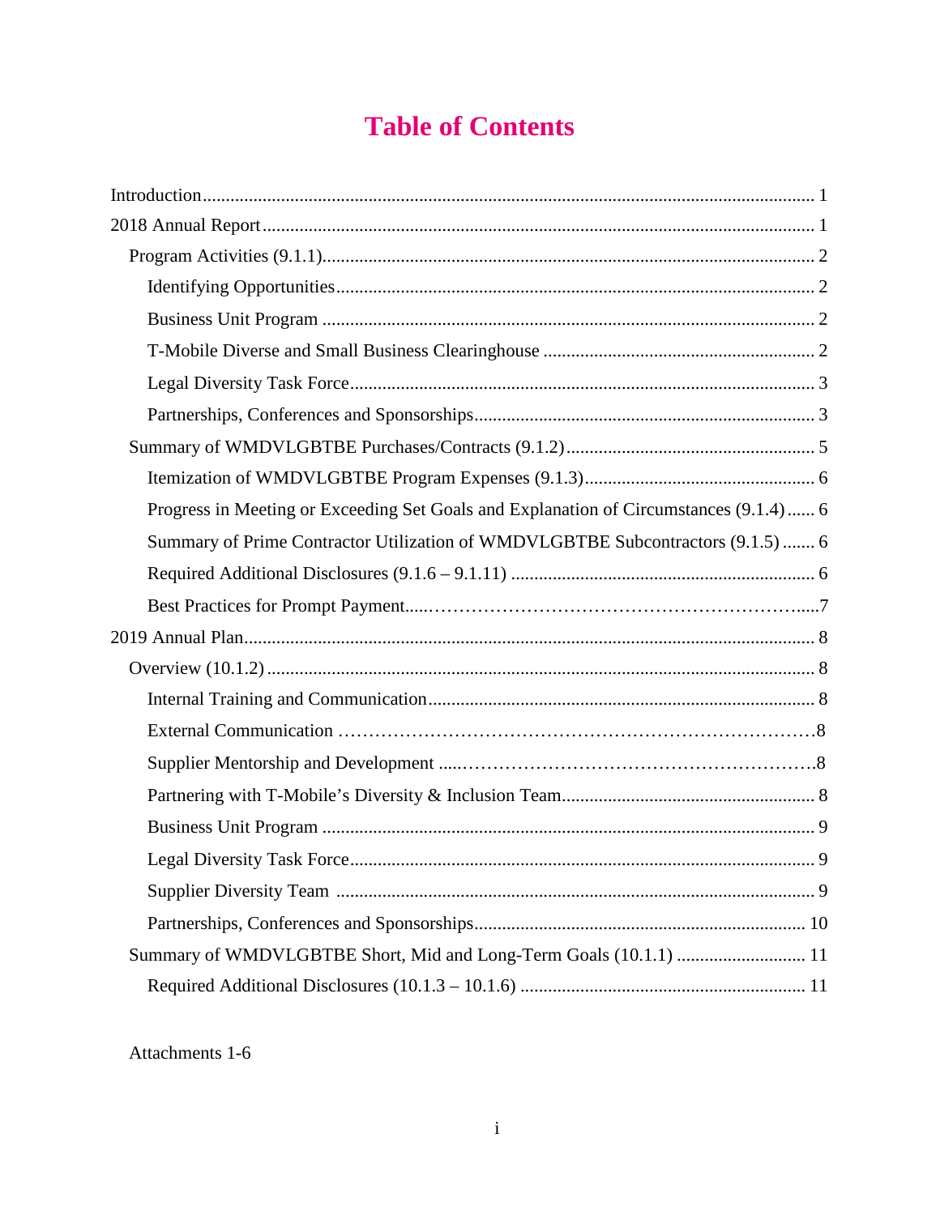# Table of Contents

- Introduction ... 1
- 2018 Annual Report ... 1
  - Program Activities (9.1.1) ... 2
    - Identifying Opportunities ... 2
    - Business Unit Program ... 2
    - T-Mobile Diverse and Small Business Clearinghouse ... 2
    - Legal Diversity Task Force ... 3
    - Partnerships, Conferences and Sponsorships ... 3
  - Summary of WMDVLGBTBE Purchases/Contracts (9.1.2) ... 5
    - Itemization of WMDVLGBTBE Program Expenses (9.1.3) ... 6
    - Progress in Meeting or Exceeding Set Goals and Explanation of Circumstances (9.1.4) ... 6
    - Summary of Prime Contractor Utilization of WMDVLGBTBE Subcontractors (9.1.5) ... 6
    - Required Additional Disclosures (9.1.6 – 9.1.11) ... 6
    - Best Practices for Prompt Payment ... 7
- 2019 Annual Plan ... 8
  - Overview (10.1.2) ... 8
    - Internal Training and Communication ... 8
    - External Communication ... 8
    - Supplier Mentorship and Development ... 8
    - Partnering with T-Mobile's Diversity & Inclusion Team ... 8
    - Business Unit Program ... 9
    - Legal Diversity Task Force ... 9
    - Supplier Diversity Team ... 9
    - Partnerships, Conferences and Sponsorships ... 10
  - Summary of WMDVLGBTBE Short, Mid and Long-Term Goals (10.1.1) ... 11
    - Required Additional Disclosures (10.1.3 – 10.1.6) ... 11

Attachments 1-6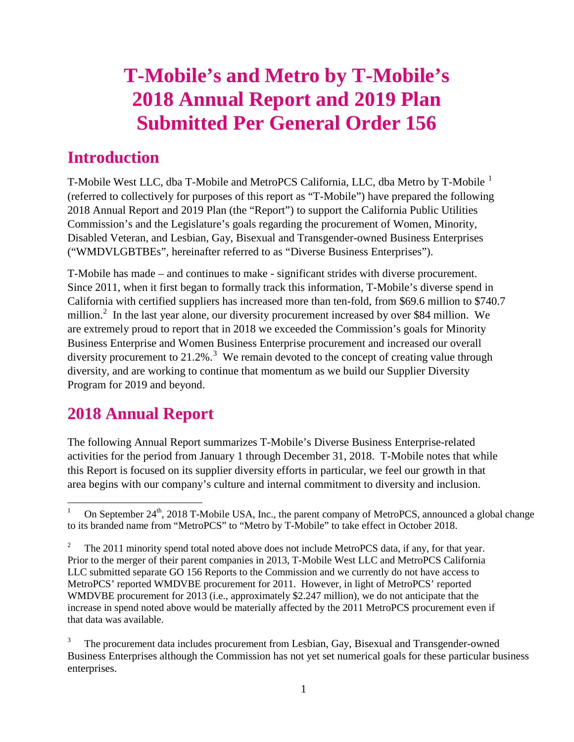# T-Mobile's and Metro by T-Mobile's 2018 Annual Report and 2019 Plan Submitted Per General Order 156

## Introduction

T-Mobile West LLC, dba T-Mobile and MetroPCS California, LLC, dba Metro by T-Mobile [1] (referred to collectively for purposes of this report as "T-Mobile") have prepared the following 2018 Annual Report and 2019 Plan (the "Report") to support the California Public Utilities Commission's and the Legislature's goals regarding the procurement of Women, Minority, Disabled Veteran, and Lesbian, Gay, Bisexual and Transgender-owned Business Enterprises ("WMDVLGBTBEs", hereinafter referred to as "Diverse Business Enterprises").

T-Mobile has made – and continues to make - significant strides with diverse procurement. Since 2011, when it first began to formally track this information, T-Mobile's diverse spend in California with certified suppliers has increased more than ten-fold, from \$69.6 million to \$740.7 million.[2] In the last year alone, our diversity procurement increased by over \$84 million. We are extremely proud to report that in 2018 we exceeded the Commission's goals for Minority Business Enterprise and Women Business Enterprise procurement and increased our overall diversity procurement to 21.2%.[3] We remain devoted to the concept of creating value through diversity, and are working to continue that momentum as we build our Supplier Diversity Program for 2019 and beyond.

## 2018 Annual Report

The following Annual Report summarizes T-Mobile's Diverse Business Enterprise-related activities for the period from January 1 through December 31, 2018. T-Mobile notes that while this Report is focused on its supplier diversity efforts in particular, we feel our growth in that area begins with our company's culture and internal commitment to diversity and inclusion.

---

[1] On September 24th, 2018 T-Mobile USA, Inc., the parent company of MetroPCS, announced a global change to its branded name from "MetroPCS" to "Metro by T-Mobile" to take effect in October 2018.

[2] The 2011 minority spend total noted above does not include MetroPCS data, if any, for that year. Prior to the merger of their parent companies in 2013, T-Mobile West LLC and MetroPCS California LLC submitted separate GO 156 Reports to the Commission and we currently do not have access to MetroPCS' reported WMDVBE procurement for 2011. However, in light of MetroPCS' reported WMDVBE procurement for 2013 (i.e., approximately \$2.247 million), we do not anticipate that the increase in spend noted above would be materially affected by the 2011 MetroPCS procurement even if that data was available.

[3] The procurement data includes procurement from Lesbian, Gay, Bisexual and Transgender-owned Business Enterprises although the Commission has not yet set numerical goals for these particular business enterprises.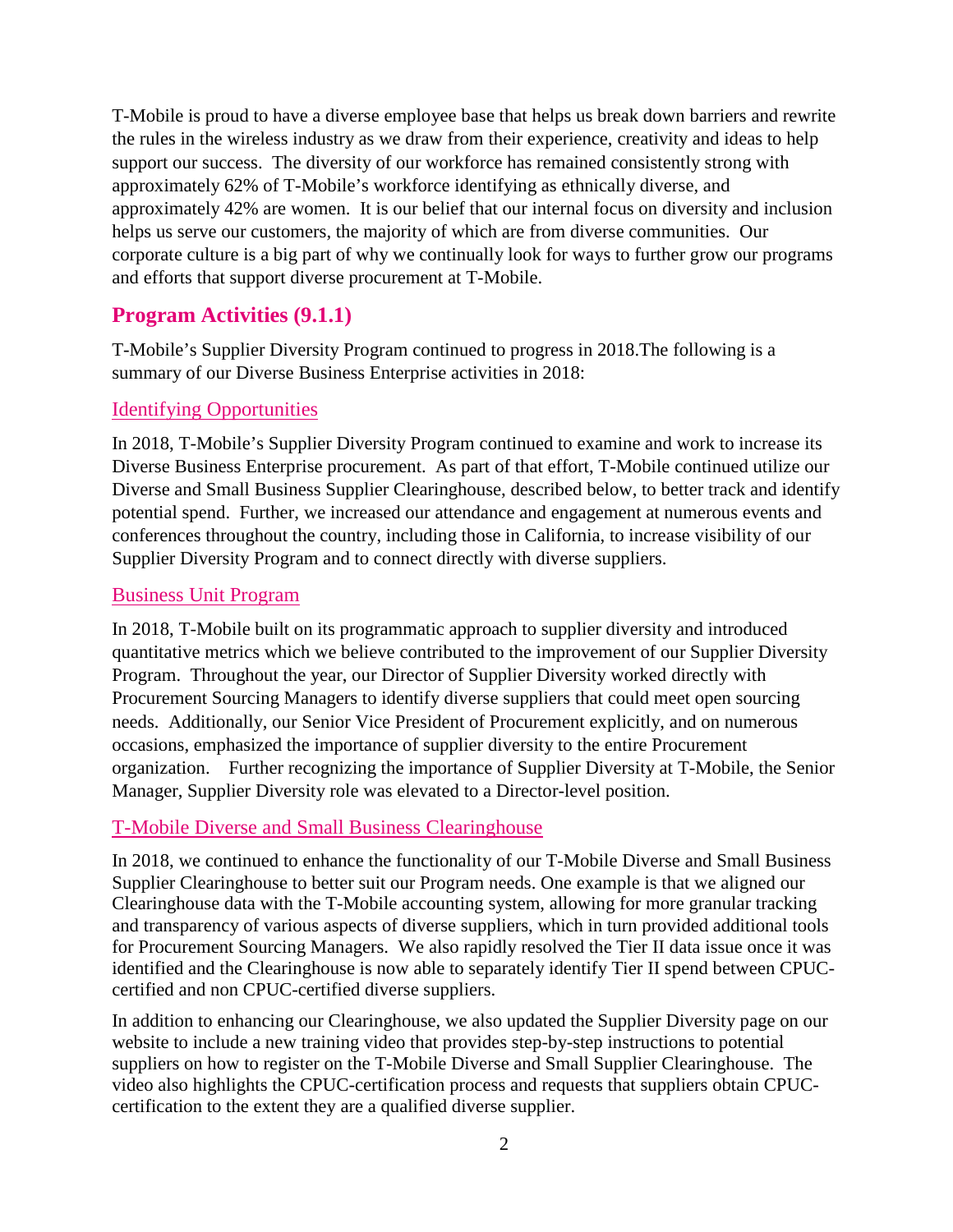T-Mobile is proud to have a diverse employee base that helps us break down barriers and rewrite the rules in the wireless industry as we draw from their experience, creativity and ideas to help support our success. The diversity of our workforce has remained consistently strong with approximately 62% of T-Mobile's workforce identifying as ethnically diverse, and approximately 42% are women. It is our belief that our internal focus on diversity and inclusion helps us serve our customers, the majority of which are from diverse communities. Our corporate culture is a big part of why we continually look for ways to further grow our programs and efforts that support diverse procurement at T-Mobile.

## Program Activities (9.1.1)

T-Mobile's Supplier Diversity Program continued to progress in 2018.The following is a summary of our Diverse Business Enterprise activities in 2018:

### Identifying Opportunities

In 2018, T-Mobile's Supplier Diversity Program continued to examine and work to increase its Diverse Business Enterprise procurement. As part of that effort, T-Mobile continued utilize our Diverse and Small Business Supplier Clearinghouse, described below, to better track and identify potential spend. Further, we increased our attendance and engagement at numerous events and conferences throughout the country, including those in California, to increase visibility of our Supplier Diversity Program and to connect directly with diverse suppliers.

### Business Unit Program

In 2018, T-Mobile built on its programmatic approach to supplier diversity and introduced quantitative metrics which we believe contributed to the improvement of our Supplier Diversity Program. Throughout the year, our Director of Supplier Diversity worked directly with Procurement Sourcing Managers to identify diverse suppliers that could meet open sourcing needs. Additionally, our Senior Vice President of Procurement explicitly, and on numerous occasions, emphasized the importance of supplier diversity to the entire Procurement organization. Further recognizing the importance of Supplier Diversity at T-Mobile, the Senior Manager, Supplier Diversity role was elevated to a Director-level position.

### T-Mobile Diverse and Small Business Clearinghouse

In 2018, we continued to enhance the functionality of our T-Mobile Diverse and Small Business Supplier Clearinghouse to better suit our Program needs. One example is that we aligned our Clearinghouse data with the T-Mobile accounting system, allowing for more granular tracking and transparency of various aspects of diverse suppliers, which in turn provided additional tools for Procurement Sourcing Managers. We also rapidly resolved the Tier II data issue once it was identified and the Clearinghouse is now able to separately identify Tier II spend between CPUC-certified and non CPUC-certified diverse suppliers.

In addition to enhancing our Clearinghouse, we also updated the Supplier Diversity page on our website to include a new training video that provides step-by-step instructions to potential suppliers on how to register on the T-Mobile Diverse and Small Supplier Clearinghouse. The video also highlights the CPUC-certification process and requests that suppliers obtain CPUC-certification to the extent they are a qualified diverse supplier.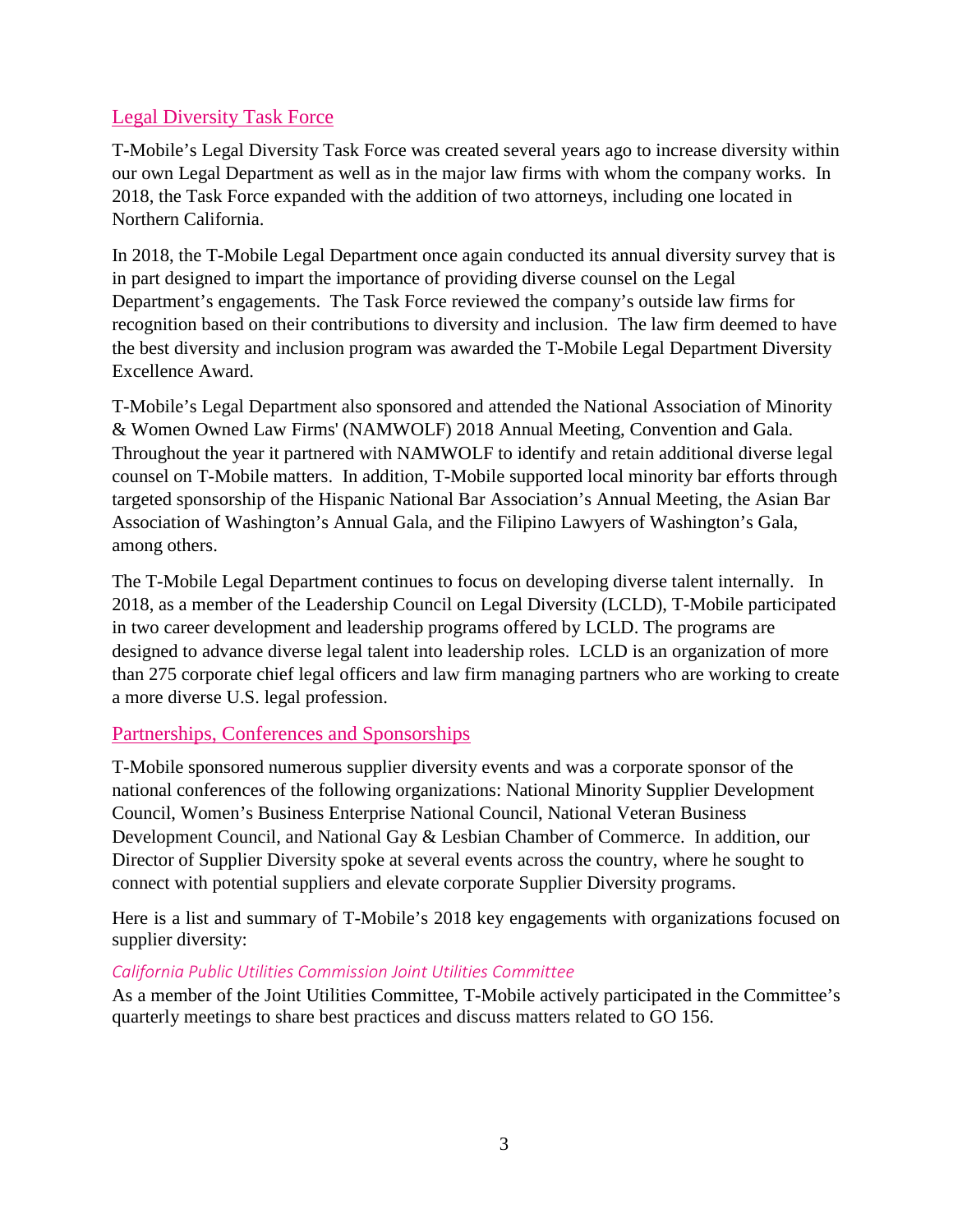## Legal Diversity Task Force

T-Mobile's Legal Diversity Task Force was created several years ago to increase diversity within our own Legal Department as well as in the major law firms with whom the company works. In 2018, the Task Force expanded with the addition of two attorneys, including one located in Northern California.

In 2018, the T-Mobile Legal Department once again conducted its annual diversity survey that is in part designed to impart the importance of providing diverse counsel on the Legal Department's engagements. The Task Force reviewed the company's outside law firms for recognition based on their contributions to diversity and inclusion. The law firm deemed to have the best diversity and inclusion program was awarded the T-Mobile Legal Department Diversity Excellence Award.

T-Mobile's Legal Department also sponsored and attended the National Association of Minority & Women Owned Law Firms' (NAMWOLF) 2018 Annual Meeting, Convention and Gala. Throughout the year it partnered with NAMWOLF to identify and retain additional diverse legal counsel on T-Mobile matters. In addition, T-Mobile supported local minority bar efforts through targeted sponsorship of the Hispanic National Bar Association's Annual Meeting, the Asian Bar Association of Washington's Annual Gala, and the Filipino Lawyers of Washington's Gala, among others.

The T-Mobile Legal Department continues to focus on developing diverse talent internally. In 2018, as a member of the Leadership Council on Legal Diversity (LCLD), T-Mobile participated in two career development and leadership programs offered by LCLD. The programs are designed to advance diverse legal talent into leadership roles. LCLD is an organization of more than 275 corporate chief legal officers and law firm managing partners who are working to create a more diverse U.S. legal profession.

## Partnerships, Conferences and Sponsorships

T-Mobile sponsored numerous supplier diversity events and was a corporate sponsor of the national conferences of the following organizations: National Minority Supplier Development Council, Women's Business Enterprise National Council, National Veteran Business Development Council, and National Gay & Lesbian Chamber of Commerce. In addition, our Director of Supplier Diversity spoke at several events across the country, where he sought to connect with potential suppliers and elevate corporate Supplier Diversity programs.

Here is a list and summary of T-Mobile's 2018 key engagements with organizations focused on supplier diversity:

### *California Public Utilities Commission Joint Utilities Committee*

As a member of the Joint Utilities Committee, T-Mobile actively participated in the Committee's quarterly meetings to share best practices and discuss matters related to GO 156.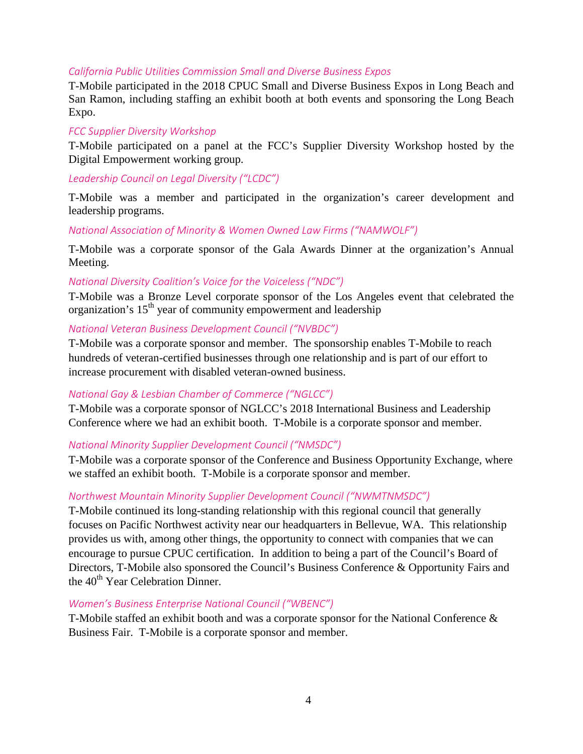*California Public Utilities Commission Small and Diverse Business Expos*

T-Mobile participated in the 2018 CPUC Small and Diverse Business Expos in Long Beach and San Ramon, including staffing an exhibit booth at both events and sponsoring the Long Beach Expo.

*FCC Supplier Diversity Workshop*

T-Mobile participated on a panel at the FCC's Supplier Diversity Workshop hosted by the Digital Empowerment working group.

*Leadership Council on Legal Diversity ("LCDC")*

T-Mobile was a member and participated in the organization's career development and leadership programs.

*National Association of Minority & Women Owned Law Firms ("NAMWOLF")*

T-Mobile was a corporate sponsor of the Gala Awards Dinner at the organization's Annual Meeting.

*National Diversity Coalition's Voice for the Voiceless ("NDC")*

T-Mobile was a Bronze Level corporate sponsor of the Los Angeles event that celebrated the organization's 15th year of community empowerment and leadership

*National Veteran Business Development Council ("NVBDC")*

T-Mobile was a corporate sponsor and member. The sponsorship enables T-Mobile to reach hundreds of veteran-certified businesses through one relationship and is part of our effort to increase procurement with disabled veteran-owned business.

*National Gay & Lesbian Chamber of Commerce ("NGLCC")*

T-Mobile was a corporate sponsor of NGLCC's 2018 International Business and Leadership Conference where we had an exhibit booth. T-Mobile is a corporate sponsor and member.

*National Minority Supplier Development Council ("NMSDC")*

T-Mobile was a corporate sponsor of the Conference and Business Opportunity Exchange, where we staffed an exhibit booth. T-Mobile is a corporate sponsor and member.

*Northwest Mountain Minority Supplier Development Council ("NWMTNMSDC")*

T-Mobile continued its long-standing relationship with this regional council that generally focuses on Pacific Northwest activity near our headquarters in Bellevue, WA. This relationship provides us with, among other things, the opportunity to connect with companies that we can encourage to pursue CPUC certification. In addition to being a part of the Council's Board of Directors, T-Mobile also sponsored the Council's Business Conference & Opportunity Fairs and the 40th Year Celebration Dinner.

*Women's Business Enterprise National Council ("WBENC")*

T-Mobile staffed an exhibit booth and was a corporate sponsor for the National Conference & Business Fair. T-Mobile is a corporate sponsor and member.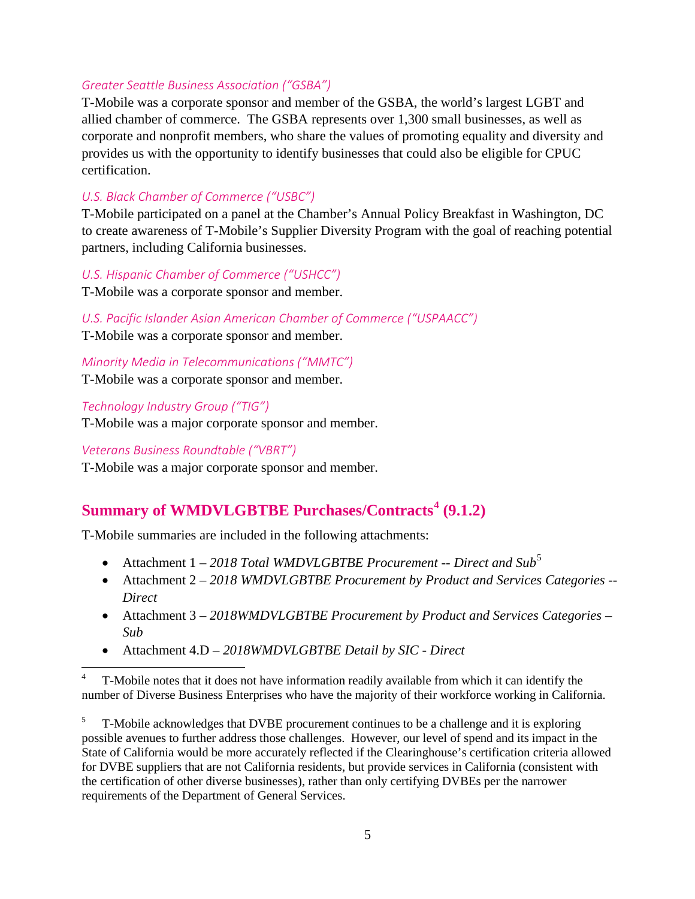*Greater Seattle Business Association ("GSBA")*

T-Mobile was a corporate sponsor and member of the GSBA, the world's largest LGBT and allied chamber of commerce. The GSBA represents over 1,300 small businesses, as well as corporate and nonprofit members, who share the values of promoting equality and diversity and provides us with the opportunity to identify businesses that could also be eligible for CPUC certification.

*U.S. Black Chamber of Commerce ("USBC")*

T-Mobile participated on a panel at the Chamber's Annual Policy Breakfast in Washington, DC to create awareness of T-Mobile's Supplier Diversity Program with the goal of reaching potential partners, including California businesses.

*U.S. Hispanic Chamber of Commerce ("USHCC")*

T-Mobile was a corporate sponsor and member.

*U.S. Pacific Islander Asian American Chamber of Commerce ("USPAACC")*

T-Mobile was a corporate sponsor and member.

*Minority Media in Telecommunications ("MMTC")*

T-Mobile was a corporate sponsor and member.

*Technology Industry Group ("TIG")*

T-Mobile was a major corporate sponsor and member.

*Veterans Business Roundtable ("VBRT")*

T-Mobile was a major corporate sponsor and member.

## Summary of WMDVLGBTBE Purchases/Contracts[4] (9.1.2)

T-Mobile summaries are included in the following attachments:

- Attachment 1 – *2018 Total WMDVLGBTBE Procurement -- Direct and Sub*[5]
- Attachment 2 – *2018 WMDVLGBTBE Procurement by Product and Services Categories -- Direct*
- Attachment 3 – *2018WMDVLGBTBE Procurement by Product and Services Categories – Sub*
- Attachment 4.D – *2018WMDVLGBTBE Detail by SIC - Direct*

---

[4] T-Mobile notes that it does not have information readily available from which it can identify the number of Diverse Business Enterprises who have the majority of their workforce working in California.

[5] T-Mobile acknowledges that DVBE procurement continues to be a challenge and it is exploring possible avenues to further address those challenges. However, our level of spend and its impact in the State of California would be more accurately reflected if the Clearinghouse's certification criteria allowed for DVBE suppliers that are not California residents, but provide services in California (consistent with the certification of other diverse businesses), rather than only certifying DVBEs per the narrower requirements of the Department of General Services.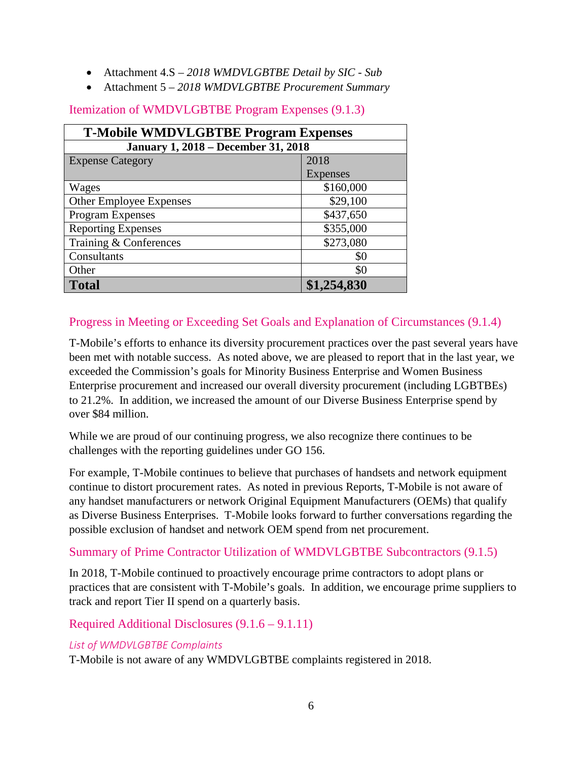- Attachment 4.S – *2018 WMDVLGBTBE Detail by SIC - Sub*
- Attachment 5 – *2018 WMDVLGBTBE Procurement Summary*

## Itemization of WMDVLGBTBE Program Expenses (9.1.3)

| **T-Mobile WMDVLGBTBE Program Expenses** | |
|---|---|
| **January 1, 2018 – December 31, 2018** | |
| Expense Category | 2018 Expenses |
| Wages | $160,000 |
| Other Employee Expenses | $29,100 |
| Program Expenses | $437,650 |
| Reporting Expenses | $355,000 |
| Training & Conferences | $273,080 |
| Consultants | $0 |
| Other | $0 |
| **Total** | **$1,254,830** |

## Progress in Meeting or Exceeding Set Goals and Explanation of Circumstances (9.1.4)

T-Mobile's efforts to enhance its diversity procurement practices over the past several years have been met with notable success. As noted above, we are pleased to report that in the last year, we exceeded the Commission's goals for Minority Business Enterprise and Women Business Enterprise procurement and increased our overall diversity procurement (including LGBTBEs) to 21.2%. In addition, we increased the amount of our Diverse Business Enterprise spend by over $84 million.

While we are proud of our continuing progress, we also recognize there continues to be challenges with the reporting guidelines under GO 156.

For example, T-Mobile continues to believe that purchases of handsets and network equipment continue to distort procurement rates. As noted in previous Reports, T-Mobile is not aware of any handset manufacturers or network Original Equipment Manufacturers (OEMs) that qualify as Diverse Business Enterprises. T-Mobile looks forward to further conversations regarding the possible exclusion of handset and network OEM spend from net procurement.

## Summary of Prime Contractor Utilization of WMDVLGBTBE Subcontractors (9.1.5)

In 2018, T-Mobile continued to proactively encourage prime contractors to adopt plans or practices that are consistent with T-Mobile's goals. In addition, we encourage prime suppliers to track and report Tier II spend on a quarterly basis.

## Required Additional Disclosures (9.1.6 – 9.1.11)

### *List of WMDVLGBTBE Complaints*

T-Mobile is not aware of any WMDVLGBTBE complaints registered in 2018.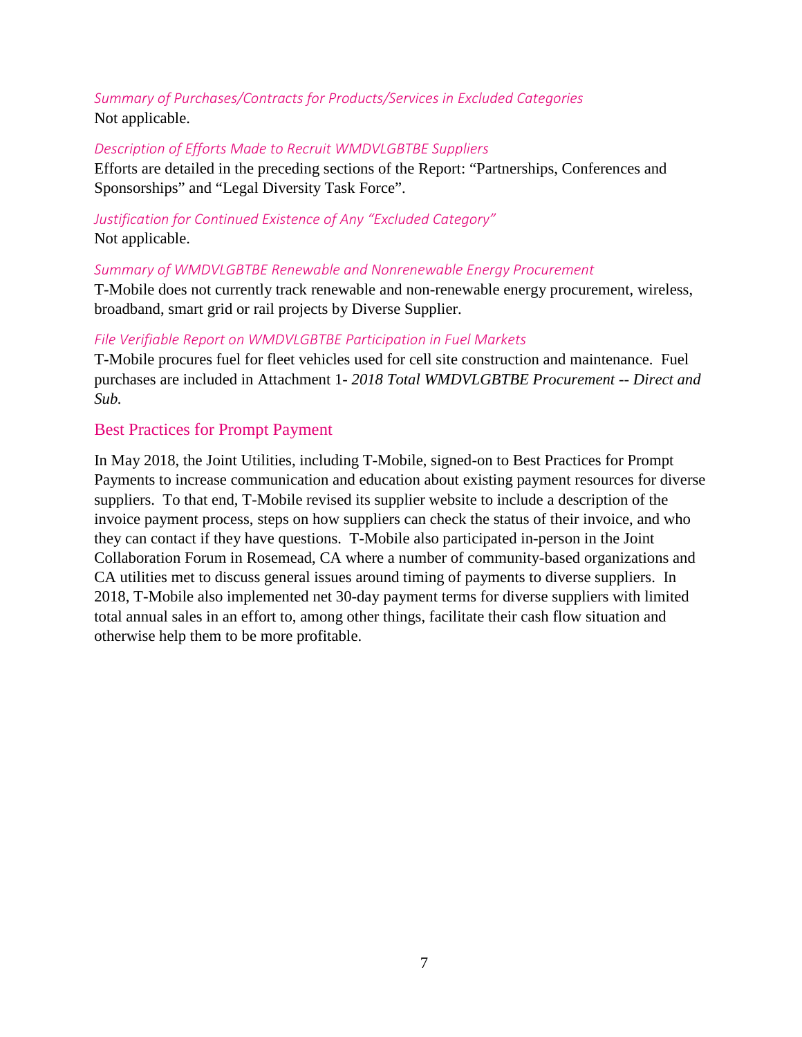### *Summary of Purchases/Contracts for Products/Services in Excluded Categories*

Not applicable.

### *Description of Efforts Made to Recruit WMDVLGBTBE Suppliers*

Efforts are detailed in the preceding sections of the Report: “Partnerships, Conferences and Sponsorships” and “Legal Diversity Task Force”.

### *Justification for Continued Existence of Any “Excluded Category”*

Not applicable.

### *Summary of WMDVLGBTBE Renewable and Nonrenewable Energy Procurement*

T-Mobile does not currently track renewable and non-renewable energy procurement, wireless, broadband, smart grid or rail projects by Diverse Supplier.

### *File Verifiable Report on WMDVLGBTBE Participation in Fuel Markets*

T-Mobile procures fuel for fleet vehicles used for cell site construction and maintenance. Fuel purchases are included in Attachment 1- *2018 Total WMDVLGBTBE Procurement -- Direct and Sub.*

## Best Practices for Prompt Payment

In May 2018, the Joint Utilities, including T-Mobile, signed-on to Best Practices for Prompt Payments to increase communication and education about existing payment resources for diverse suppliers. To that end, T-Mobile revised its supplier website to include a description of the invoice payment process, steps on how suppliers can check the status of their invoice, and who they can contact if they have questions. T-Mobile also participated in-person in the Joint Collaboration Forum in Rosemead, CA where a number of community-based organizations and CA utilities met to discuss general issues around timing of payments to diverse suppliers. In 2018, T-Mobile also implemented net 30-day payment terms for diverse suppliers with limited total annual sales in an effort to, among other things, facilitate their cash flow situation and otherwise help them to be more profitable.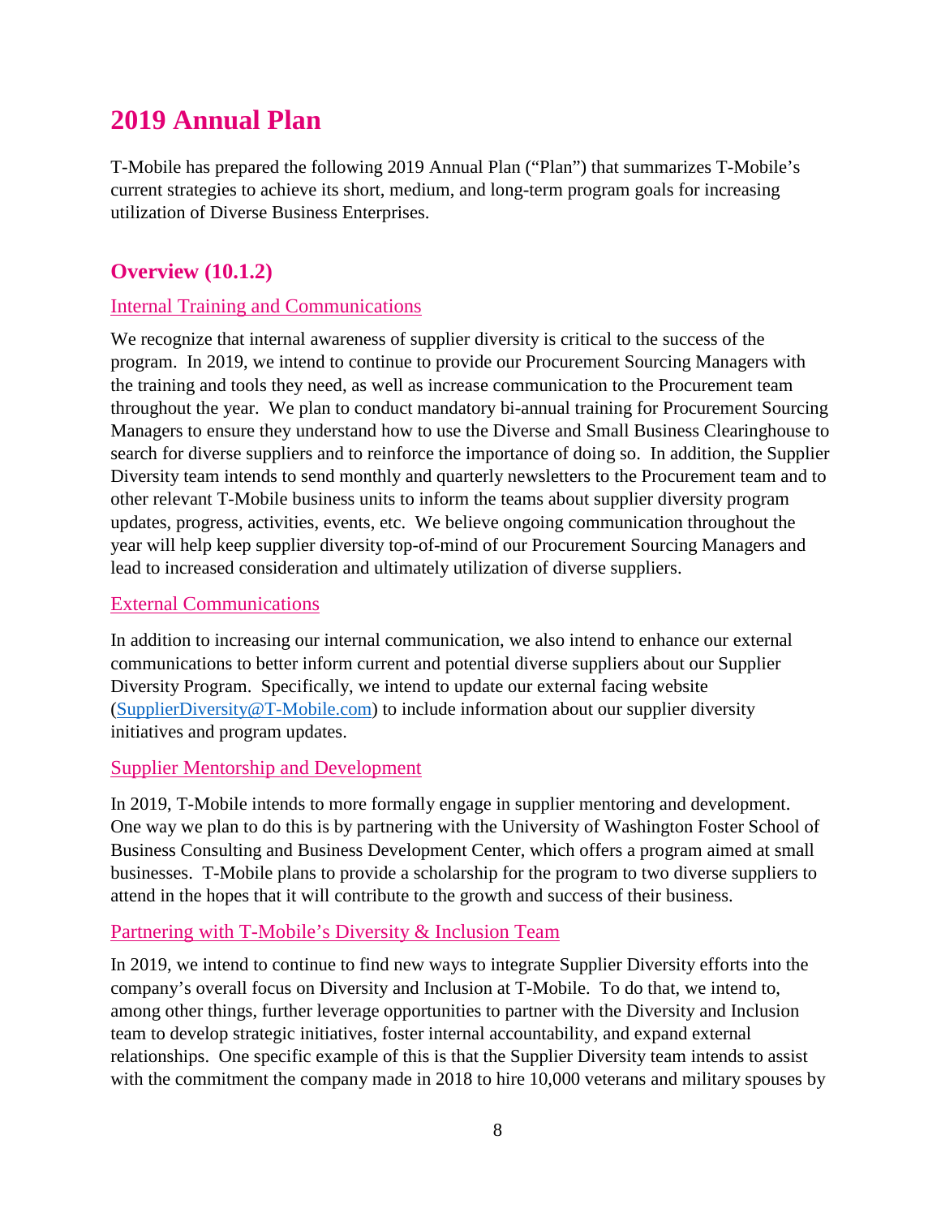# 2019 Annual Plan

T-Mobile has prepared the following 2019 Annual Plan ("Plan") that summarizes T-Mobile's current strategies to achieve its short, medium, and long-term program goals for increasing utilization of Diverse Business Enterprises.

## Overview (10.1.2)

### Internal Training and Communications

We recognize that internal awareness of supplier diversity is critical to the success of the program. In 2019, we intend to continue to provide our Procurement Sourcing Managers with the training and tools they need, as well as increase communication to the Procurement team throughout the year. We plan to conduct mandatory bi-annual training for Procurement Sourcing Managers to ensure they understand how to use the Diverse and Small Business Clearinghouse to search for diverse suppliers and to reinforce the importance of doing so. In addition, the Supplier Diversity team intends to send monthly and quarterly newsletters to the Procurement team and to other relevant T-Mobile business units to inform the teams about supplier diversity program updates, progress, activities, events, etc. We believe ongoing communication throughout the year will help keep supplier diversity top-of-mind of our Procurement Sourcing Managers and lead to increased consideration and ultimately utilization of diverse suppliers.

### External Communications

In addition to increasing our internal communication, we also intend to enhance our external communications to better inform current and potential diverse suppliers about our Supplier Diversity Program. Specifically, we intend to update our external facing website (SupplierDiversity@T-Mobile.com) to include information about our supplier diversity initiatives and program updates.

### Supplier Mentorship and Development

In 2019, T-Mobile intends to more formally engage in supplier mentoring and development. One way we plan to do this is by partnering with the University of Washington Foster School of Business Consulting and Business Development Center, which offers a program aimed at small businesses. T-Mobile plans to provide a scholarship for the program to two diverse suppliers to attend in the hopes that it will contribute to the growth and success of their business.

### Partnering with T-Mobile's Diversity & Inclusion Team

In 2019, we intend to continue to find new ways to integrate Supplier Diversity efforts into the company's overall focus on Diversity and Inclusion at T-Mobile. To do that, we intend to, among other things, further leverage opportunities to partner with the Diversity and Inclusion team to develop strategic initiatives, foster internal accountability, and expand external relationships. One specific example of this is that the Supplier Diversity team intends to assist with the commitment the company made in 2018 to hire 10,000 veterans and military spouses by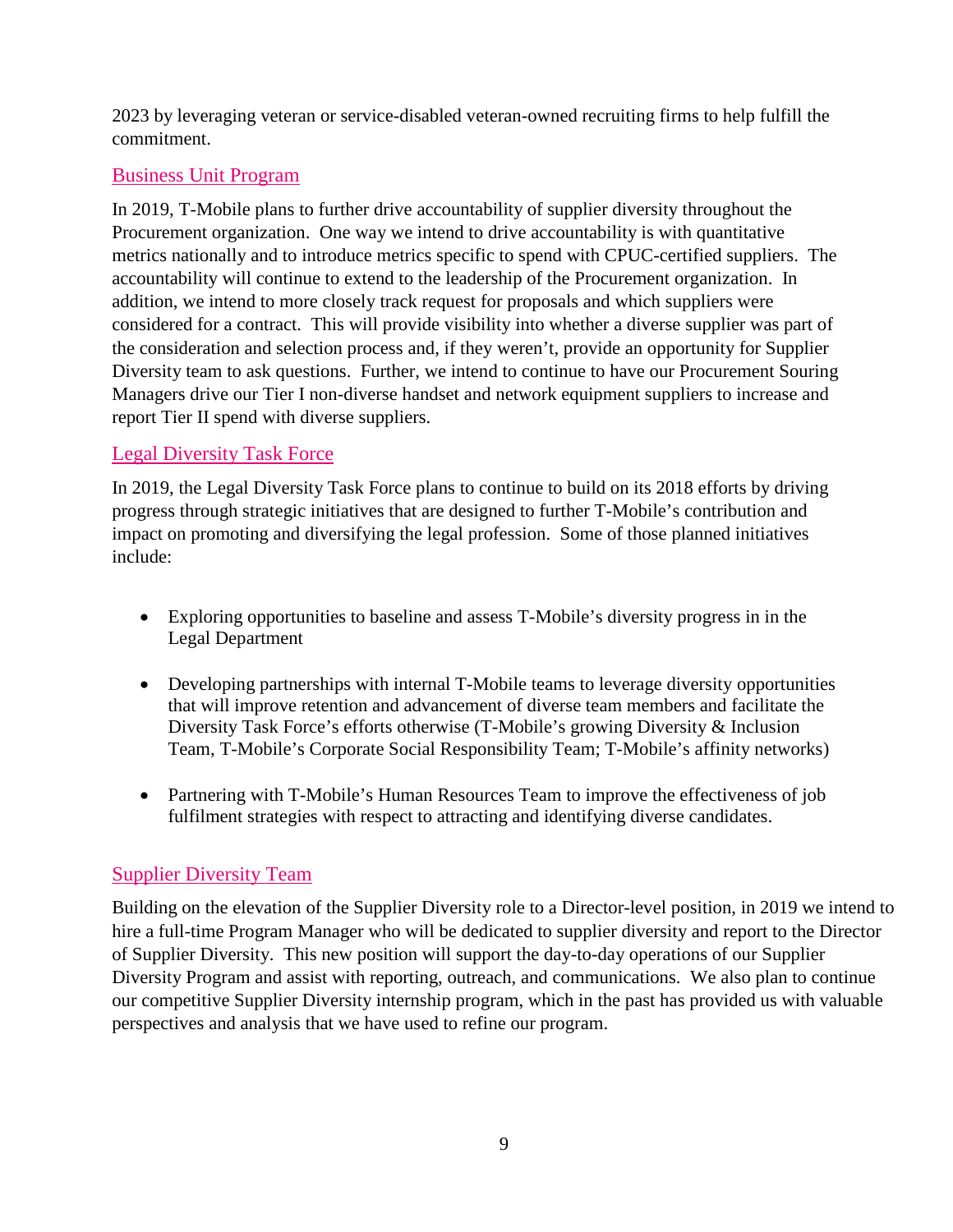2023 by leveraging veteran or service-disabled veteran-owned recruiting firms to help fulfill the commitment.

## Business Unit Program

In 2019, T-Mobile plans to further drive accountability of supplier diversity throughout the Procurement organization. One way we intend to drive accountability is with quantitative metrics nationally and to introduce metrics specific to spend with CPUC-certified suppliers. The accountability will continue to extend to the leadership of the Procurement organization. In addition, we intend to more closely track request for proposals and which suppliers were considered for a contract. This will provide visibility into whether a diverse supplier was part of the consideration and selection process and, if they weren't, provide an opportunity for Supplier Diversity team to ask questions. Further, we intend to continue to have our Procurement Souring Managers drive our Tier I non-diverse handset and network equipment suppliers to increase and report Tier II spend with diverse suppliers.

## Legal Diversity Task Force

In 2019, the Legal Diversity Task Force plans to continue to build on its 2018 efforts by driving progress through strategic initiatives that are designed to further T-Mobile's contribution and impact on promoting and diversifying the legal profession. Some of those planned initiatives include:

- Exploring opportunities to baseline and assess T-Mobile's diversity progress in in the Legal Department
- Developing partnerships with internal T-Mobile teams to leverage diversity opportunities that will improve retention and advancement of diverse team members and facilitate the Diversity Task Force's efforts otherwise (T-Mobile's growing Diversity & Inclusion Team, T-Mobile's Corporate Social Responsibility Team; T-Mobile's affinity networks)
- Partnering with T-Mobile's Human Resources Team to improve the effectiveness of job fulfilment strategies with respect to attracting and identifying diverse candidates.

## Supplier Diversity Team

Building on the elevation of the Supplier Diversity role to a Director-level position, in 2019 we intend to hire a full-time Program Manager who will be dedicated to supplier diversity and report to the Director of Supplier Diversity. This new position will support the day-to-day operations of our Supplier Diversity Program and assist with reporting, outreach, and communications. We also plan to continue our competitive Supplier Diversity internship program, which in the past has provided us with valuable perspectives and analysis that we have used to refine our program.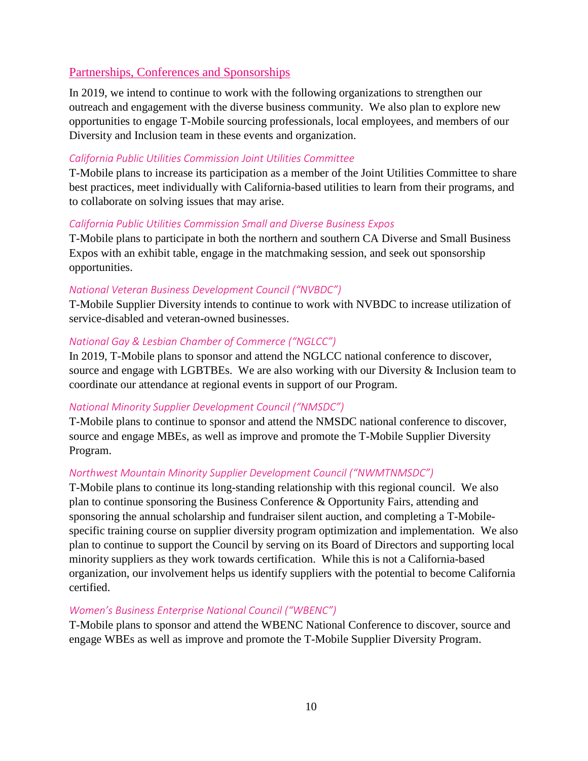## Partnerships, Conferences and Sponsorships

In 2019, we intend to continue to work with the following organizations to strengthen our outreach and engagement with the diverse business community. We also plan to explore new opportunities to engage T-Mobile sourcing professionals, local employees, and members of our Diversity and Inclusion team in these events and organization.

### *California Public Utilities Commission Joint Utilities Committee*

T-Mobile plans to increase its participation as a member of the Joint Utilities Committee to share best practices, meet individually with California-based utilities to learn from their programs, and to collaborate on solving issues that may arise.

### *California Public Utilities Commission Small and Diverse Business Expos*

T-Mobile plans to participate in both the northern and southern CA Diverse and Small Business Expos with an exhibit table, engage in the matchmaking session, and seek out sponsorship opportunities.

### *National Veteran Business Development Council ("NVBDC")*

T-Mobile Supplier Diversity intends to continue to work with NVBDC to increase utilization of service-disabled and veteran-owned businesses.

### *National Gay & Lesbian Chamber of Commerce ("NGLCC")*

In 2019, T-Mobile plans to sponsor and attend the NGLCC national conference to discover, source and engage with LGBTBEs. We are also working with our Diversity & Inclusion team to coordinate our attendance at regional events in support of our Program.

### *National Minority Supplier Development Council ("NMSDC")*

T-Mobile plans to continue to sponsor and attend the NMSDC national conference to discover, source and engage MBEs, as well as improve and promote the T-Mobile Supplier Diversity Program.

### *Northwest Mountain Minority Supplier Development Council ("NWMTNMSDC")*

T-Mobile plans to continue its long-standing relationship with this regional council. We also plan to continue sponsoring the Business Conference & Opportunity Fairs, attending and sponsoring the annual scholarship and fundraiser silent auction, and completing a T-Mobile-specific training course on supplier diversity program optimization and implementation. We also plan to continue to support the Council by serving on its Board of Directors and supporting local minority suppliers as they work towards certification. While this is not a California-based organization, our involvement helps us identify suppliers with the potential to become California certified.

### *Women's Business Enterprise National Council ("WBENC")*

T-Mobile plans to sponsor and attend the WBENC National Conference to discover, source and engage WBEs as well as improve and promote the T-Mobile Supplier Diversity Program.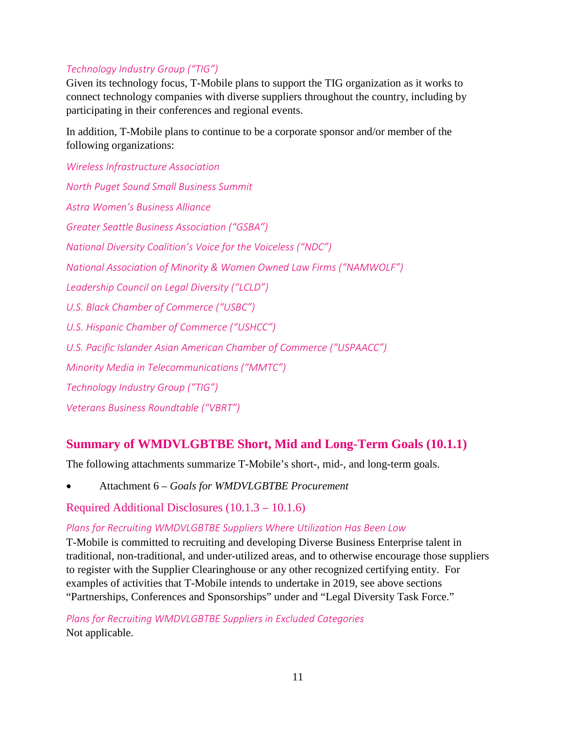*Technology Industry Group ("TIG")*

Given its technology focus, T-Mobile plans to support the TIG organization as it works to connect technology companies with diverse suppliers throughout the country, including by participating in their conferences and regional events.

In addition, T-Mobile plans to continue to be a corporate sponsor and/or member of the following organizations:

*Wireless Infrastructure Association*

*North Puget Sound Small Business Summit*

*Astra Women's Business Alliance*

*Greater Seattle Business Association ("GSBA")*

*National Diversity Coalition's Voice for the Voiceless ("NDC")*

*National Association of Minority & Women Owned Law Firms ("NAMWOLF")*

*Leadership Council on Legal Diversity ("LCLD")*

*U.S. Black Chamber of Commerce ("USBC")*

*U.S. Hispanic Chamber of Commerce ("USHCC")*

*U.S. Pacific Islander Asian American Chamber of Commerce ("USPAACC")*

*Minority Media in Telecommunications ("MMTC")*

*Technology Industry Group ("TIG")*

*Veterans Business Roundtable ("VBRT")*

## Summary of WMDVLGBTBE Short, Mid and Long-Term Goals (10.1.1)

The following attachments summarize T-Mobile's short-, mid-, and long-term goals.

- Attachment 6 – *Goals for WMDVLGBTBE Procurement*

### Required Additional Disclosures (10.1.3 – 10.1.6)

*Plans for Recruiting WMDVLGBTBE Suppliers Where Utilization Has Been Low*

T-Mobile is committed to recruiting and developing Diverse Business Enterprise talent in traditional, non-traditional, and under-utilized areas, and to otherwise encourage those suppliers to register with the Supplier Clearinghouse or any other recognized certifying entity. For examples of activities that T-Mobile intends to undertake in 2019, see above sections "Partnerships, Conferences and Sponsorships" under and "Legal Diversity Task Force."

*Plans for Recruiting WMDVLGBTBE Suppliers in Excluded Categories*

Not applicable.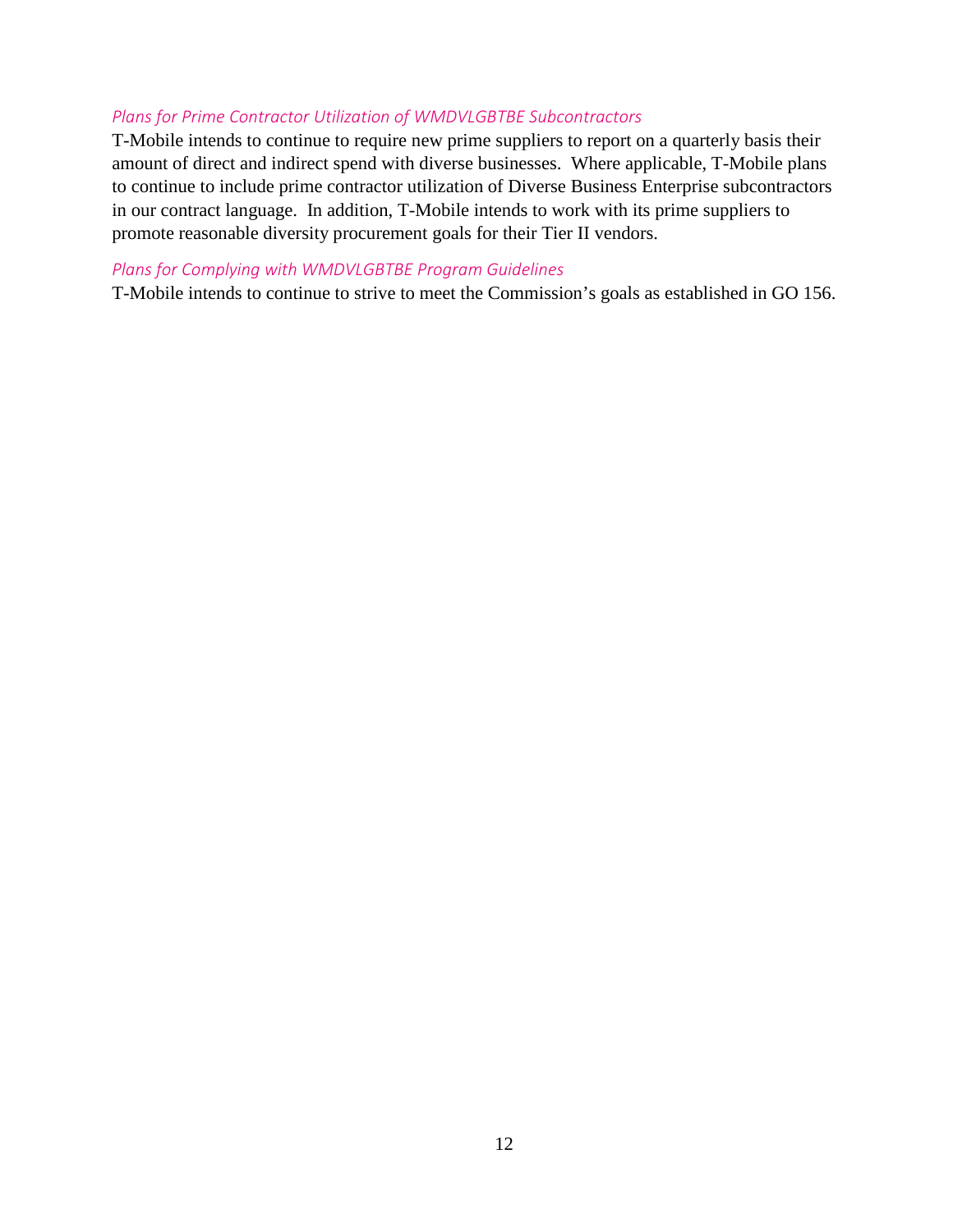### *Plans for Prime Contractor Utilization of WMDVLGBTBE Subcontractors*

T-Mobile intends to continue to require new prime suppliers to report on a quarterly basis their amount of direct and indirect spend with diverse businesses. Where applicable, T-Mobile plans to continue to include prime contractor utilization of Diverse Business Enterprise subcontractors in our contract language. In addition, T-Mobile intends to work with its prime suppliers to promote reasonable diversity procurement goals for their Tier II vendors.

### *Plans for Complying with WMDVLGBTBE Program Guidelines*

T-Mobile intends to continue to strive to meet the Commission's goals as established in GO 156.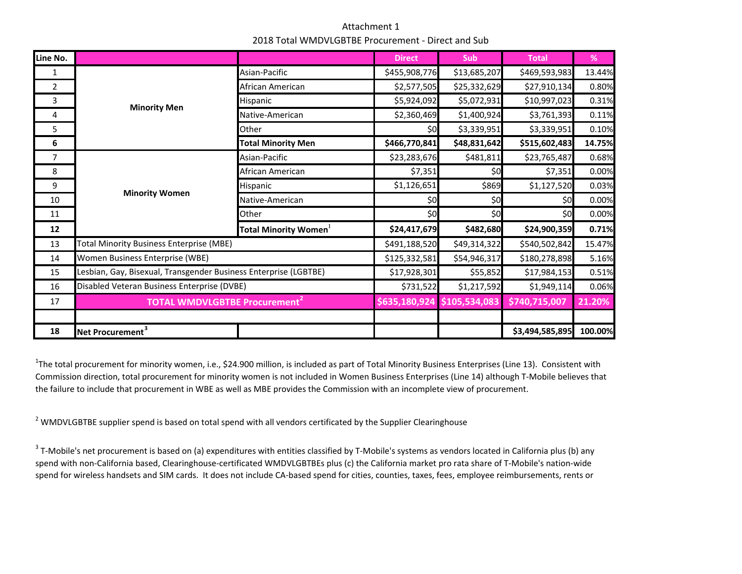Attachment 1

2018 Total WMDVLGBTBE Procurement - Direct and Sub

| Line No. | | | Direct | Sub | Total | % |
|---|---|---|---|---|---|---|
| 1 | Minority Men | Asian-Pacific | $455,908,776 | $13,685,207 | $469,593,983 | 13.44% |
| 2 | | African American | $2,577,505 | $25,332,629 | $27,910,134 | 0.80% |
| 3 | | Hispanic | $5,924,092 | $5,072,931 | $10,997,023 | 0.31% |
| 4 | | Native-American | $2,360,469 | $1,400,924 | $3,761,393 | 0.11% |
| 5 | | Other | $0 | $3,339,951 | $3,339,951 | 0.10% |
| **6** | | **Total Minority Men** | **$466,770,841** | **$48,831,642** | **$515,602,483** | **14.75%** |
| 7 | Minority Women | Asian-Pacific | $23,283,676 | $481,811 | $23,765,487 | 0.68% |
| 8 | | African American | $7,351 | $0 | $7,351 | 0.00% |
| 9 | | Hispanic | $1,126,651 | $869 | $1,127,520 | 0.03% |
| 10 | | Native-American | $0 | $0 | $0 | 0.00% |
| 11 | | Other | $0 | $0 | $0 | 0.00% |
| **12** | | **Total Minority Women**[1] | **$24,417,679** | **$482,680** | **$24,900,359** | **0.71%** |
| 13 | Total Minority Business Enterprise (MBE) | | $491,188,520 | $49,314,322 | $540,502,842 | 15.47% |
| 14 | Women Business Enterprise (WBE) | | $125,332,581 | $54,946,317 | $180,278,898 | 5.16% |
| 15 | Lesbian, Gay, Bisexual, Transgender Business Enterprise (LGBTBE) | | $17,928,301 | $55,852 | $17,984,153 | 0.51% |
| 16 | Disabled Veteran Business Enterprise (DVBE) | | $731,522 | $1,217,592 | $1,949,114 | 0.06% |
| 17 | **TOTAL WMDVLGBTBE Procurement**[2] | | **$635,180,924** | **$105,534,083** | **$740,715,007** | **21.20%** |
| | | | | | | |
| **18** | **Net Procurement**[3] | | | | **$3,494,585,895** | **100.00%** |

[1]The total procurement for minority women, i.e., $24.900 million, is included as part of Total Minority Business Enterprises (Line 13). Consistent with Commission direction, total procurement for minority women is not included in Women Business Enterprises (Line 14) although T-Mobile believes that the failure to include that procurement in WBE as well as MBE provides the Commission with an incomplete view of procurement.

[2] WMDVLGBTBE supplier spend is based on total spend with all vendors certificated by the Supplier Clearinghouse

[3] T-Mobile's net procurement is based on (a) expenditures with entities classified by T-Mobile's systems as vendors located in California plus (b) any spend with non-California based, Clearinghouse-certificated WMDVLGBTBEs plus (c) the California market pro rata share of T-Mobile's nation-wide spend for wireless handsets and SIM cards. It does not include CA-based spend for cities, counties, taxes, fees, employee reimbursements, rents or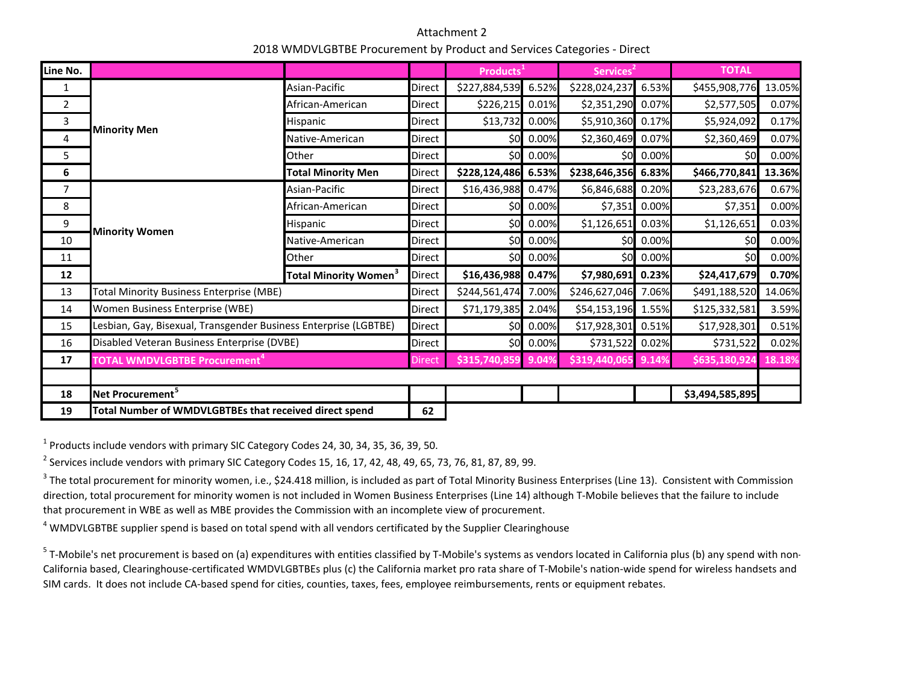Attachment 2

2018 WMDVLGBTBE Procurement by Product and Services Categories - Direct

| Line No. | | | | Products[1] | | Services[2] | | TOTAL | |
|---|---|---|---|---|---|---|---|---|---|
| 1 | Minority Men | Asian-Pacific | Direct | $227,884,539 | 6.52% | $228,024,237 | 6.53% | $455,908,776 | 13.05% |
| 2 | | African-American | Direct | $226,215 | 0.01% | $2,351,290 | 0.07% | $2,577,505 | 0.07% |
| 3 | | Hispanic | Direct | $13,732 | 0.00% | $5,910,360 | 0.17% | $5,924,092 | 0.17% |
| 4 | | Native-American | Direct | $0 | 0.00% | $2,360,469 | 0.07% | $2,360,469 | 0.07% |
| 5 | | Other | Direct | $0 | 0.00% | $0 | 0.00% | $0 | 0.00% |
| **6** | | **Total Minority Men** | Direct | **$228,124,486** | **6.53%** | **$238,646,356** | **6.83%** | **$466,770,841** | **13.36%** |
| 7 | Minority Women | Asian-Pacific | Direct | $16,436,988 | 0.47% | $6,846,688 | 0.20% | $23,283,676 | 0.67% |
| 8 | | African-American | Direct | $0 | 0.00% | $7,351 | 0.00% | $7,351 | 0.00% |
| 9 | | Hispanic | Direct | $0 | 0.00% | $1,126,651 | 0.03% | $1,126,651 | 0.03% |
| 10 | | Native-American | Direct | $0 | 0.00% | $0 | 0.00% | $0 | 0.00% |
| 11 | | Other | Direct | $0 | 0.00% | $0 | 0.00% | $0 | 0.00% |
| **12** | | **Total Minority Women[3]** | Direct | **$16,436,988** | **0.47%** | **$7,980,691** | **0.23%** | **$24,417,679** | **0.70%** |
| 13 | Total Minority Business Enterprise (MBE) | | Direct | $244,561,474 | 7.00% | $246,627,046 | 7.06% | $491,188,520 | 14.06% |
| 14 | Women Business Enterprise (WBE) | | Direct | $71,179,385 | 2.04% | $54,153,196 | 1.55% | $125,332,581 | 3.59% |
| 15 | Lesbian, Gay, Bisexual, Transgender Business Enterprise (LGBTBE) | | Direct | $0 | 0.00% | $17,928,301 | 0.51% | $17,928,301 | 0.51% |
| 16 | Disabled Veteran Business Enterprise (DVBE) | | Direct | $0 | 0.00% | $731,522 | 0.02% | $731,522 | 0.02% |
| **17** | **TOTAL WMDVLGBTBE Procurement[4]** | | Direct | **$315,740,859** | **9.04%** | **$319,440,065** | **9.14%** | **$635,180,924** | **18.18%** |
| | | | | | | | | | |
| **18** | **Net Procurement[5]** | | | | | | | **$3,494,585,895** | |
| **19** | **Total Number of WMDVLGBTBEs that received direct spend** | | **62** | | | | | | |

[1] Products include vendors with primary SIC Category Codes 24, 30, 34, 35, 36, 39, 50.

[2] Services include vendors with primary SIC Category Codes 15, 16, 17, 42, 48, 49, 65, 73, 76, 81, 87, 89, 99.

[3] The total procurement for minority women, i.e., $24.418 million, is included as part of Total Minority Business Enterprises (Line 13). Consistent with Commission direction, total procurement for minority women is not included in Women Business Enterprises (Line 14) although T-Mobile believes that the failure to include that procurement in WBE as well as MBE provides the Commission with an incomplete view of procurement.

[4] WMDVLGBTBE supplier spend is based on total spend with all vendors certificated by the Supplier Clearinghouse

[5] T-Mobile's net procurement is based on (a) expenditures with entities classified by T-Mobile's systems as vendors located in California plus (b) any spend with non-California based, Clearinghouse-certificated WMDVLGBTBEs plus (c) the California market pro rata share of T-Mobile's nation-wide spend for wireless handsets and SIM cards. It does not include CA-based spend for cities, counties, taxes, fees, employee reimbursements, rents or equipment rebates.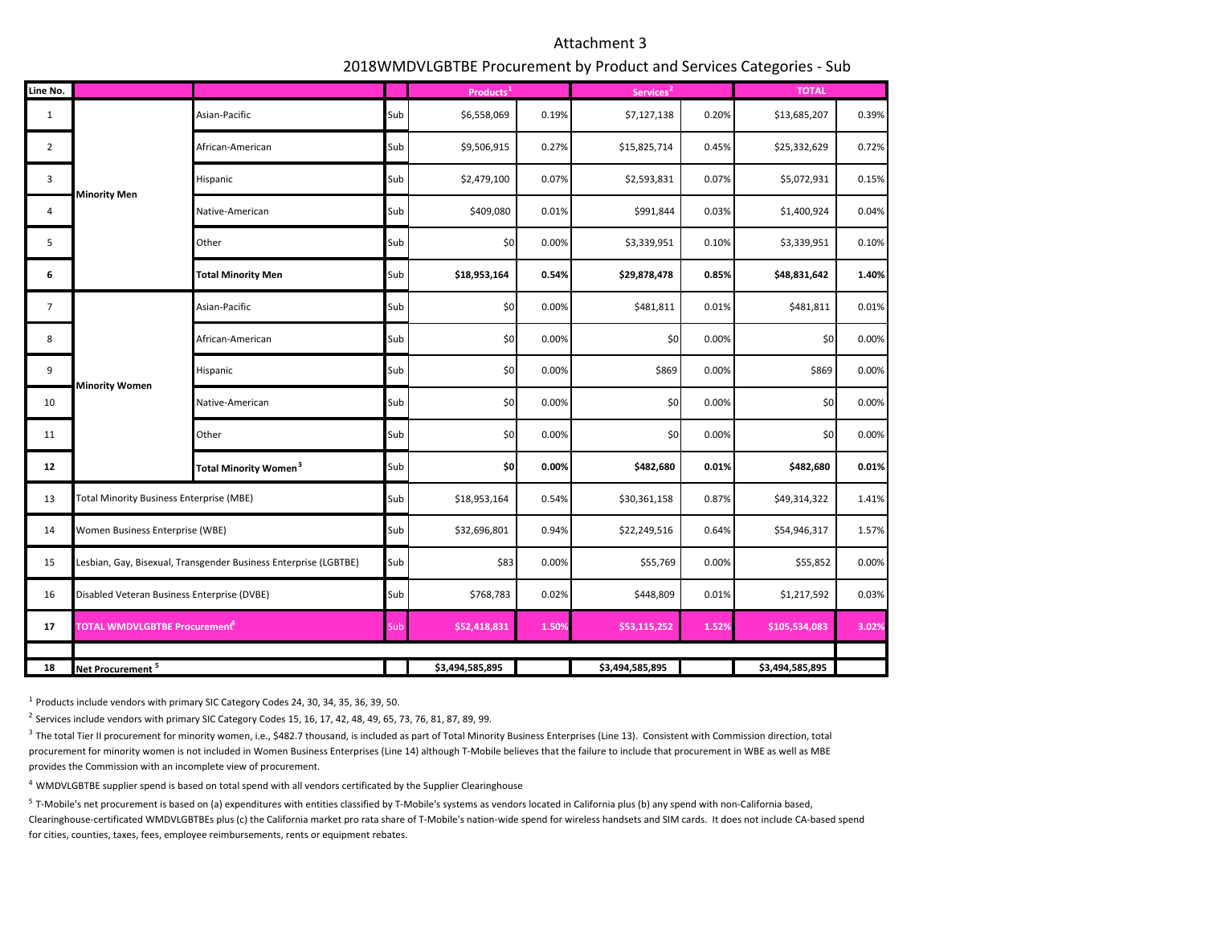# Attachment 3

## 2018WMDVLGBTBE Procurement by Product and Services Categories - Sub

| Line No. | | | | Products[1] | | Services[2] | | TOTAL | |
|---|---|---|---|---|---|---|---|---|---|
| 1 | Minority Men | Asian-Pacific | Sub | $6,558,069 | 0.19% | $7,127,138 | 0.20% | $13,685,207 | 0.39% |
| 2 | | African-American | Sub | $9,506,915 | 0.27% | $15,825,714 | 0.45% | $25,332,629 | 0.72% |
| 3 | | Hispanic | Sub | $2,479,100 | 0.07% | $2,593,831 | 0.07% | $5,072,931 | 0.15% |
| 4 | | Native-American | Sub | $409,080 | 0.01% | $991,844 | 0.03% | $1,400,924 | 0.04% |
| 5 | | Other | Sub | $0 | 0.00% | $3,339,951 | 0.10% | $3,339,951 | 0.10% |
| **6** | | **Total Minority Men** | Sub | **$18,953,164** | **0.54%** | **$29,878,478** | **0.85%** | **$48,831,642** | **1.40%** |
| 7 | Minority Women | Asian-Pacific | Sub | $0 | 0.00% | $481,811 | 0.01% | $481,811 | 0.01% |
| 8 | | African-American | Sub | $0 | 0.00% | $0 | 0.00% | $0 | 0.00% |
| 9 | | Hispanic | Sub | $0 | 0.00% | $869 | 0.00% | $869 | 0.00% |
| 10 | | Native-American | Sub | $0 | 0.00% | $0 | 0.00% | $0 | 0.00% |
| 11 | | Other | Sub | $0 | 0.00% | $0 | 0.00% | $0 | 0.00% |
| **12** | | **Total Minority Women[3]** | Sub | **$0** | **0.00%** | **$482,680** | **0.01%** | **$482,680** | **0.01%** |
| 13 | Total Minority Business Enterprise (MBE) | | Sub | $18,953,164 | 0.54% | $30,361,158 | 0.87% | $49,314,322 | 1.41% |
| 14 | Women Business Enterprise (WBE) | | Sub | $32,696,801 | 0.94% | $22,249,516 | 0.64% | $54,946,317 | 1.57% |
| 15 | Lesbian, Gay, Bisexual, Transgender Business Enterprise (LGBTBE) | | Sub | $83 | 0.00% | $55,769 | 0.00% | $55,852 | 0.00% |
| 16 | Disabled Veteran Business Enterprise (DVBE) | | Sub | $768,783 | 0.02% | $448,809 | 0.01% | $1,217,592 | 0.03% |
| **17** | **TOTAL WMDVLGBTBE Procurement[4]** | | Sub | **$52,418,831** | **1.50%** | **$53,115,252** | **1.52%** | **$105,534,083** | **3.02%** |
| | | | | | | | | | |
| **18** | **Net Procurement[5]** | | | **$3,494,585,895** | | **$3,494,585,895** | | **$3,494,585,895** | |

[1] Products include vendors with primary SIC Category Codes 24, 30, 34, 35, 36, 39, 50.

[2] Services include vendors with primary SIC Category Codes 15, 16, 17, 42, 48, 49, 65, 73, 76, 81, 87, 89, 99.

[3] The total Tier II procurement for minority women, i.e., $482.7 thousand, is included as part of Total Minority Business Enterprises (Line 13). Consistent with Commission direction, total procurement for minority women is not included in Women Business Enterprises (Line 14) although T-Mobile believes that the failure to include that procurement in WBE as well as MBE provides the Commission with an incomplete view of procurement.

[4] WMDVLGBTBE supplier spend is based on total spend with all vendors certificated by the Supplier Clearinghouse

[5] T-Mobile's net procurement is based on (a) expenditures with entities classified by T-Mobile's systems as vendors located in California plus (b) any spend with non-California based, Clearinghouse-certificated WMDVLGBTBEs plus (c) the California market pro rata share of T-Mobile's nation-wide spend for wireless handsets and SIM cards. It does not include CA-based spend for cities, counties, taxes, fees, employee reimbursements, rents or equipment rebates.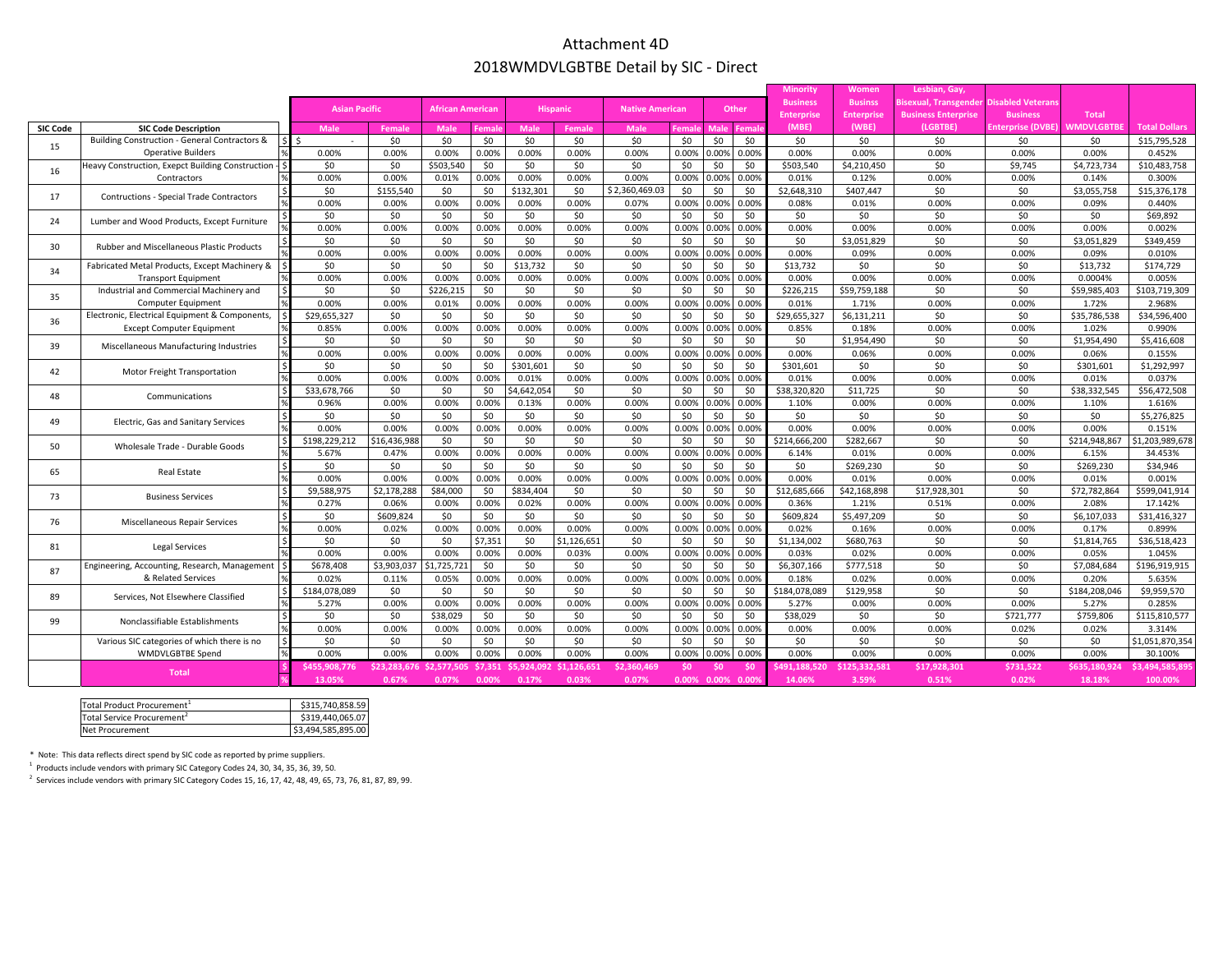# Attachment 4D

## 2018WMDVLGBTBE Detail by SIC - Direct

| SIC Code | SIC Code Description | | Asian Pacific | | African American | | Hispanic | | Native American | | Other | | Minority Business Enterprise (MBE) | Women Business Enterprise (WBE) | Lesbian, Gay, Bisexual, Transgender Business Enterprise (LGBTBE) | Disabled Veterans Business Enterprise (DVBE) | Total WMDVLGBTBE | Total Dollars |
|---|---|---|---|---|---|---|---|---|---|---|---|---|---|---|---|---|---|---|
| | | | Male | Female | Male | Female | Male | Female | Male | Female | Male | Female | | | | | | |
| 15 | Building Construction - General Contractors & Operative Builders | $ | $ - | $0 | $0 | $0 | $0 | $0 | $0 | $0 | $0 | $0 | $0 | $0 | $0 | $0 | $0 | $15,795,528 |
| | | % | 0.00% | 0.00% | 0.00% | 0.00% | 0.00% | 0.00% | 0.00% | 0.00% | 0.00% | 0.00% | 0.00% | 0.00% | 0.00% | 0.00% | 0.00% | 0.452% |
| 16 | Heavy Construction, Exepct Building Construction - Contractors | $ | $0 | $0 | $503,540 | $0 | $0 | $0 | $0 | $0 | $0 | $0 | $503,540 | $4,210,450 | $0 | $9,745 | $4,723,734 | $10,483,758 |
| | | % | 0.00% | 0.00% | 0.01% | 0.00% | 0.00% | 0.00% | 0.00% | 0.00% | 0.00% | 0.00% | 0.01% | 0.12% | 0.00% | 0.00% | 0.14% | 0.300% |
| 17 | Contructions - Special Trade Contractors | $ | $0 | $155,540 | $0 | $0 | $132,301 | $0 | $ 2,360,469.03 | $0 | $0 | $0 | $2,648,310 | $407,447 | $0 | $0 | $3,055,758 | $15,376,178 |
| | | % | 0.00% | 0.00% | 0.00% | 0.00% | 0.00% | 0.00% | 0.07% | 0.00% | 0.00% | 0.00% | 0.08% | 0.01% | 0.00% | 0.00% | 0.09% | 0.440% |
| 24 | Lumber and Wood Products, Except Furniture | $ | $0 | $0 | $0 | $0 | $0 | $0 | $0 | $0 | $0 | $0 | $0 | $0 | $0 | $0 | $0 | $69,892 |
| | | % | 0.00% | 0.00% | 0.00% | 0.00% | 0.00% | 0.00% | 0.00% | 0.00% | 0.00% | 0.00% | 0.00% | 0.00% | 0.00% | 0.00% | 0.00% | 0.002% |
| 30 | Rubber and Miscellaneous Plastic Products | $ | $0 | $0 | $0 | $0 | $0 | $0 | $0 | $0 | $0 | $0 | $0 | $3,051,829 | $0 | $0 | $3,051,829 | $349,459 |
| | | % | 0.00% | 0.00% | 0.00% | 0.00% | 0.00% | 0.00% | 0.00% | 0.00% | 0.00% | 0.00% | 0.00% | 0.09% | 0.00% | 0.00% | 0.09% | 0.010% |
| 34 | Fabricated Metal Products, Except Machinery & Transport Equipment | $ | $0 | $0 | $0 | $0 | $13,732 | $0 | $0 | $0 | $0 | $0 | $13,732 | $0 | $0 | $0 | $13,732 | $174,729 |
| | | % | 0.00% | 0.00% | 0.00% | 0.00% | 0.00% | 0.00% | 0.00% | 0.00% | 0.00% | 0.00% | 0.00% | 0.00% | 0.00% | 0.00% | 0.0004% | 0.005% |
| 35 | Industrial and Commercial Machinery and Computer Equipment | $ | $0 | $0 | $226,215 | $0 | $0 | $0 | $0 | $0 | $0 | $0 | $226,215 | $59,759,188 | $0 | $0 | $59,985,403 | $103,719,309 |
| | | % | 0.00% | 0.00% | 0.01% | 0.00% | 0.00% | 0.00% | 0.00% | 0.00% | 0.00% | 0.00% | 0.01% | 1.71% | 0.00% | 0.00% | 1.72% | 2.968% |
| 36 | Electronic, Electrical Equipment & Components, Except Computer Equipment | $ | $29,655,327 | $0 | $0 | $0 | $0 | $0 | $0 | $0 | $0 | $0 | $29,655,327 | $6,131,211 | $0 | $0 | $35,786,538 | $34,596,400 |
| | | % | 0.85% | 0.00% | 0.00% | 0.00% | 0.00% | 0.00% | 0.00% | 0.00% | 0.00% | 0.00% | 0.85% | 0.18% | 0.00% | 0.00% | 1.02% | 0.990% |
| 39 | Miscellaneous Manufacturing Industries | $ | $0 | $0 | $0 | $0 | $0 | $0 | $0 | $0 | $0 | $0 | $0 | $1,954,490 | $0 | $0 | $1,954,490 | $5,416,608 |
| | | % | 0.00% | 0.00% | 0.00% | 0.00% | 0.00% | 0.00% | 0.00% | 0.00% | 0.00% | 0.00% | 0.00% | 0.06% | 0.00% | 0.00% | 0.06% | 0.155% |
| 42 | Motor Freight Transportation | $ | $0 | $0 | $0 | $0 | $301,601 | $0 | $0 | $0 | $0 | $0 | $301,601 | $0 | $0 | $0 | $301,601 | $1,292,997 |
| | | % | 0.00% | 0.00% | 0.00% | 0.00% | 0.01% | 0.00% | 0.00% | 0.00% | 0.00% | 0.00% | 0.01% | 0.00% | 0.00% | 0.00% | 0.01% | 0.037% |
| 48 | Communications | $ | $33,678,766 | $0 | $0 | $0 | $4,642,054 | $0 | $0 | $0 | $0 | $0 | $38,320,820 | $11,725 | $0 | $0 | $38,332,545 | $56,472,508 |
| | | % | 0.96% | 0.00% | 0.00% | 0.00% | 0.13% | 0.00% | 0.00% | 0.00% | 0.00% | 0.00% | 1.10% | 0.00% | 0.00% | 0.00% | 1.10% | 1.616% |
| 49 | Electric, Gas and Sanitary Services | $ | $0 | $0 | $0 | $0 | $0 | $0 | $0 | $0 | $0 | $0 | $0 | $0 | $0 | $0 | $0 | $5,276,825 |
| | | % | 0.00% | 0.00% | 0.00% | 0.00% | 0.00% | 0.00% | 0.00% | 0.00% | 0.00% | 0.00% | 0.00% | 0.00% | 0.00% | 0.00% | 0.00% | 0.151% |
| 50 | Wholesale Trade - Durable Goods | $ | $198,229,212 | $16,436,988 | $0 | $0 | $0 | $0 | $0 | $0 | $0 | $0 | $214,666,200 | $282,667 | $0 | $0 | $214,948,867 | $1,203,989,678 |
| | | % | 5.67% | 0.47% | 0.00% | 0.00% | 0.00% | 0.00% | 0.00% | 0.00% | 0.00% | 0.00% | 6.14% | 0.01% | 0.00% | 0.00% | 6.15% | 34.453% |
| 65 | Real Estate | $ | $0 | $0 | $0 | $0 | $0 | $0 | $0 | $0 | $0 | $0 | $0 | $269,230 | $0 | $0 | $269,230 | $34,946 |
| | | % | 0.00% | 0.00% | 0.00% | 0.00% | 0.00% | 0.00% | 0.00% | 0.00% | 0.00% | 0.00% | 0.00% | 0.01% | 0.00% | 0.00% | 0.01% | 0.001% |
| 73 | Business Services | $ | $9,588,975 | $2,178,288 | $84,000 | $0 | $834,404 | $0 | $0 | $0 | $0 | $0 | $12,685,666 | $42,168,898 | $17,928,301 | $0 | $72,782,864 | $599,041,914 |
| | | % | 0.27% | 0.06% | 0.00% | 0.00% | 0.02% | 0.00% | 0.00% | 0.00% | 0.00% | 0.00% | 0.36% | 1.21% | 0.51% | 0.00% | 2.08% | 17.142% |
| 76 | Miscellaneous Repair Services | $ | $0 | $609,824 | $0 | $0 | $0 | $0 | $0 | $0 | $0 | $0 | $609,824 | $5,497,209 | $0 | $0 | $6,107,033 | $31,416,327 |
| | | % | 0.00% | 0.02% | 0.00% | 0.00% | 0.00% | 0.00% | 0.00% | 0.00% | 0.00% | 0.00% | 0.02% | 0.16% | 0.00% | 0.00% | 0.17% | 0.899% |
| 81 | Legal Services | $ | $0 | $0 | $0 | $7,351 | $0 | $1,126,651 | $0 | $0 | $0 | $0 | $1,134,002 | $680,763 | $0 | $0 | $1,814,765 | $36,518,423 |
| | | % | 0.00% | 0.00% | 0.00% | 0.00% | 0.00% | 0.03% | 0.00% | 0.00% | 0.00% | 0.00% | 0.03% | 0.02% | 0.00% | 0.00% | 0.05% | 1.045% |
| 87 | Engineering, Accounting, Research, Management & Related Services | $ | $678,408 | $3,903,037 | $1,725,721 | $0 | $0 | $0 | $0 | $0 | $0 | $0 | $6,307,166 | $777,518 | $0 | $0 | $7,084,684 | $196,919,915 |
| | | % | 0.02% | 0.11% | 0.05% | 0.00% | 0.00% | 0.00% | 0.00% | 0.00% | 0.00% | 0.00% | 0.18% | 0.02% | 0.00% | 0.00% | 0.20% | 5.635% |
| 89 | Services, Not Elsewhere Classified | $ | $184,078,089 | $0 | $0 | $0 | $0 | $0 | $0 | $0 | $0 | $0 | $184,078,089 | $129,958 | $0 | $0 | $184,208,046 | $9,959,570 |
| | | % | 5.27% | 0.00% | 0.00% | 0.00% | 0.00% | 0.00% | 0.00% | 0.00% | 0.00% | 0.00% | 5.27% | 0.00% | 0.00% | 0.00% | 5.27% | 0.285% |
| 99 | Nonclassifiable Establishments | $ | $0 | $0 | $38,029 | $0 | $0 | $0 | $0 | $0 | $0 | $0 | $38,029 | $0 | $0 | $721,777 | $759,806 | $115,810,577 |
| | | % | 0.00% | 0.00% | 0.00% | 0.00% | 0.00% | 0.00% | 0.00% | 0.00% | 0.00% | 0.00% | 0.00% | 0.00% | 0.00% | 0.02% | 0.02% | 3.314% |
| | Various SIC categories of which there is no WMDVLGBTBE Spend | $ | $0 | $0 | $0 | $0 | $0 | $0 | $0 | $0 | $0 | $0 | $0 | $0 | $0 | $0 | $0 | $1,051,870,354 |
| | | % | 0.00% | 0.00% | 0.00% | 0.00% | 0.00% | 0.00% | 0.00% | 0.00% | 0.00% | 0.00% | 0.00% | 0.00% | 0.00% | 0.00% | 0.00% | 30.100% |
| | **Total** | $ | **$455,908,776** | **$23,283,676** | **$2,577,505** | **$7,351** | **$5,924,092** | **$1,126,651** | **$2,360,469** | **$0** | **$0** | **$0** | **$491,188,520** | **$125,332,581** | **$17,928,301** | **$731,522** | **$635,180,924** | **$3,494,585,895** |
| | | % | **13.05%** | **0.67%** | **0.07%** | **0.00%** | **0.17%** | **0.03%** | **0.07%** | **0.00%** | **0.00%** | **0.00%** | **14.06%** | **3.59%** | **0.51%** | **0.02%** | **18.18%** | **100.00%** |

| | |
|---|---|
| Total Product Procurement[1] | $315,740,858.59 |
| Total Service Procurement[2] | $319,440,065.07 |
| Net Procurement | $3,494,585,895.00 |

* Note: This data reflects direct spend by SIC code as reported by prime suppliers.

[1] Products include vendors with primary SIC Category Codes 24, 30, 34, 35, 36, 39, 50.

[2] Services include vendors with primary SIC Category Codes 15, 16, 17, 42, 48, 49, 65, 73, 76, 81, 87, 89, 99.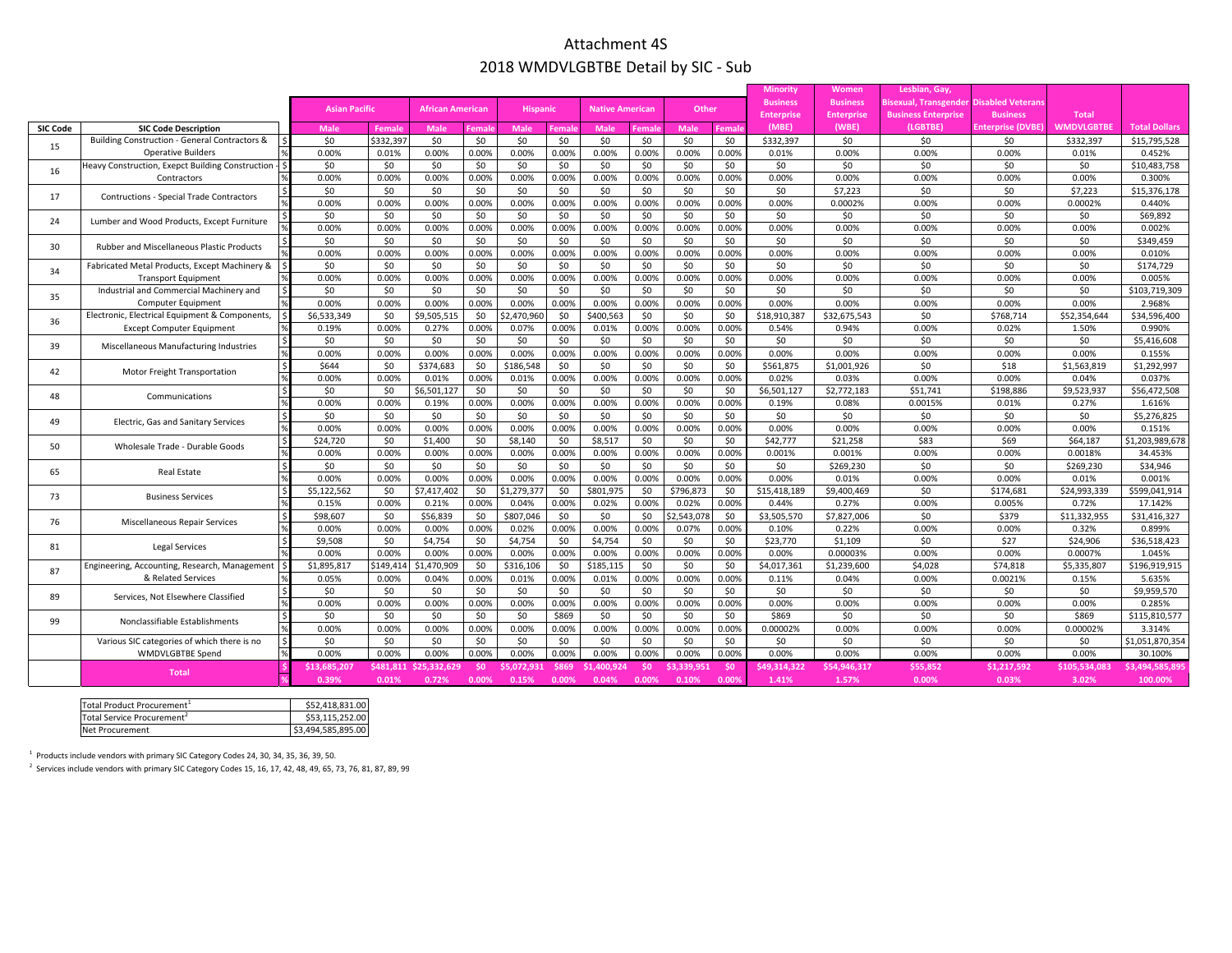# Attachment 4S

## 2018 WMDVLGBTBE Detail by SIC - Sub

| SIC Code | SIC Code Description | | Asian Pacific Male | Asian Pacific Female | African American Male | African American Female | Hispanic Male | Hispanic Female | Native American Male | Native American Female | Other Male | Other Female | Minority Business Enterprise (MBE) | Women Business Enterprise (WBE) | Lesbian, Gay, Bisexual, Transgender Business Enterprise (LGBTBE) | Disabled Veterans Business Enterprise (DVBE) | Total WMDVLGBTBE | Total Dollars |
|---|---|---|---|---|---|---|---|---|---|---|---|---|---|---|---|---|---|---|
| 15 | Building Construction - General Contractors & Operative Builders | $ | $0 | $332,397 | $0 | $0 | $0 | $0 | $0 | $0 | $0 | $0 | $332,397 | $0 | $0 | $0 | $332,397 | $15,795,528 |
| | | % | 0.00% | 0.01% | 0.00% | 0.00% | 0.00% | 0.00% | 0.00% | 0.00% | 0.00% | 0.00% | 0.01% | 0.00% | 0.00% | 0.00% | 0.01% | 0.452% |
| 16 | Heavy Construction, Exepct Building Construction - Contractors | $ | $0 | $0 | $0 | $0 | $0 | $0 | $0 | $0 | $0 | $0 | $0 | $0 | $0 | $0 | $0 | $10,483,758 |
| | | % | 0.00% | 0.00% | 0.00% | 0.00% | 0.00% | 0.00% | 0.00% | 0.00% | 0.00% | 0.00% | 0.00% | 0.00% | 0.00% | 0.00% | 0.00% | 0.300% |
| 17 | Contructions - Special Trade Contractors | $ | $0 | $0 | $0 | $0 | $0 | $0 | $0 | $0 | $0 | $0 | $0 | $7,223 | $0 | $0 | $7,223 | $15,376,178 |
| | | % | 0.00% | 0.00% | 0.00% | 0.00% | 0.00% | 0.00% | 0.00% | 0.00% | 0.00% | 0.00% | 0.00% | 0.0002% | 0.00% | 0.00% | 0.0002% | 0.440% |
| 24 | Lumber and Wood Products, Except Furniture | $ | $0 | $0 | $0 | $0 | $0 | $0 | $0 | $0 | $0 | $0 | $0 | $0 | $0 | $0 | $0 | $69,892 |
| | | % | 0.00% | 0.00% | 0.00% | 0.00% | 0.00% | 0.00% | 0.00% | 0.00% | 0.00% | 0.00% | 0.00% | 0.00% | 0.00% | 0.00% | 0.00% | 0.002% |
| 30 | Rubber and Miscellaneous Plastic Products | $ | $0 | $0 | $0 | $0 | $0 | $0 | $0 | $0 | $0 | $0 | $0 | $0 | $0 | $0 | $0 | $349,459 |
| | | % | 0.00% | 0.00% | 0.00% | 0.00% | 0.00% | 0.00% | 0.00% | 0.00% | 0.00% | 0.00% | 0.00% | 0.00% | 0.00% | 0.00% | 0.00% | 0.010% |
| 34 | Fabricated Metal Products, Except Machinery & Transport Equipment | $ | $0 | $0 | $0 | $0 | $0 | $0 | $0 | $0 | $0 | $0 | $0 | $0 | $0 | $0 | $0 | $174,729 |
| | | % | 0.00% | 0.00% | 0.00% | 0.00% | 0.00% | 0.00% | 0.00% | 0.00% | 0.00% | 0.00% | 0.00% | 0.00% | 0.00% | 0.00% | 0.00% | 0.005% |
| 35 | Industrial and Commercial Machinery and Computer Equipment | $ | $0 | $0 | $0 | $0 | $0 | $0 | $0 | $0 | $0 | $0 | $0 | $0 | $0 | $0 | $0 | $103,719,309 |
| | | % | 0.00% | 0.00% | 0.00% | 0.00% | 0.00% | 0.00% | 0.00% | 0.00% | 0.00% | 0.00% | 0.00% | 0.00% | 0.00% | 0.00% | 0.00% | 2.968% |
| 36 | Electronic, Electrical Equipment & Components, Except Computer Equipment | $ | $6,533,349 | $0 | $9,505,515 | $0 | $2,470,960 | $0 | $400,563 | $0 | $0 | $0 | $18,910,387 | $32,675,543 | $0 | $768,714 | $52,354,644 | $34,596,400 |
| | | % | 0.19% | 0.00% | 0.27% | 0.00% | 0.07% | 0.00% | 0.01% | 0.00% | 0.00% | 0.00% | 0.54% | 0.94% | 0.00% | 0.02% | 1.50% | 0.990% |
| 39 | Miscellaneous Manufacturing Industries | $ | $0 | $0 | $0 | $0 | $0 | $0 | $0 | $0 | $0 | $0 | $0 | $0 | $0 | $0 | $0 | $5,416,608 |
| | | % | 0.00% | 0.00% | 0.00% | 0.00% | 0.00% | 0.00% | 0.00% | 0.00% | 0.00% | 0.00% | 0.00% | 0.00% | 0.00% | 0.00% | 0.00% | 0.155% |
| 42 | Motor Freight Transportation | $ | $644 | $0 | $374,683 | $0 | $186,548 | $0 | $0 | $0 | $0 | $0 | $561,875 | $1,001,926 | $0 | $18 | $1,563,819 | $1,292,997 |
| | | % | 0.00% | 0.00% | 0.01% | 0.00% | 0.01% | 0.00% | 0.00% | 0.00% | 0.00% | 0.00% | 0.02% | 0.03% | 0.00% | 0.00% | 0.04% | 0.037% |
| 48 | Communications | $ | $0 | $0 | $6,501,127 | $0 | $0 | $0 | $0 | $0 | $0 | $0 | $6,501,127 | $2,772,183 | $51,741 | $198,886 | $9,523,937 | $56,472,508 |
| | | % | 0.00% | 0.00% | 0.19% | 0.00% | 0.00% | 0.00% | 0.00% | 0.00% | 0.00% | 0.00% | 0.19% | 0.08% | 0.0015% | 0.01% | 0.27% | 1.616% |
| 49 | Electric, Gas and Sanitary Services | $ | $0 | $0 | $0 | $0 | $0 | $0 | $0 | $0 | $0 | $0 | $0 | $0 | $0 | $0 | $0 | $5,276,825 |
| | | % | 0.00% | 0.00% | 0.00% | 0.00% | 0.00% | 0.00% | 0.00% | 0.00% | 0.00% | 0.00% | 0.00% | 0.00% | 0.00% | 0.00% | 0.00% | 0.151% |
| 50 | Wholesale Trade - Durable Goods | $ | $24,720 | $0 | $1,400 | $0 | $8,140 | $0 | $8,517 | $0 | $0 | $0 | $42,777 | $21,258 | $83 | $69 | $64,187 | $1,203,989,678 |
| | | % | 0.00% | 0.00% | 0.00% | 0.00% | 0.00% | 0.00% | 0.00% | 0.00% | 0.00% | 0.00% | 0.001% | 0.001% | 0.00% | 0.00% | 0.0018% | 34.453% |
| 65 | Real Estate | $ | $0 | $0 | $0 | $0 | $0 | $0 | $0 | $0 | $0 | $0 | $0 | $269,230 | $0 | $0 | $269,230 | $34,946 |
| | | % | 0.00% | 0.00% | 0.00% | 0.00% | 0.00% | 0.00% | 0.00% | 0.00% | 0.00% | 0.00% | 0.00% | 0.01% | 0.00% | 0.00% | 0.01% | 0.001% |
| 73 | Business Services | $ | $5,122,562 | $0 | $7,417,402 | $0 | $1,279,377 | $0 | $801,975 | $0 | $796,873 | $0 | $15,418,189 | $9,400,469 | $0 | $174,681 | $24,993,339 | $599,041,914 |
| | | % | 0.15% | 0.00% | 0.21% | 0.00% | 0.04% | 0.00% | 0.02% | 0.00% | 0.02% | 0.00% | 0.44% | 0.27% | 0.00% | 0.005% | 0.72% | 17.142% |
| 76 | Miscellaneous Repair Services | $ | $98,607 | $0 | $56,839 | $0 | $807,046 | $0 | $0 | $0 | $2,543,078 | $0 | $3,505,570 | $7,827,006 | $0 | $379 | $11,332,955 | $31,416,327 |
| | | % | 0.00% | 0.00% | 0.00% | 0.00% | 0.02% | 0.00% | 0.00% | 0.00% | 0.07% | 0.00% | 0.10% | 0.22% | 0.00% | 0.00% | 0.32% | 0.899% |
| 81 | Legal Services | $ | $9,508 | $0 | $4,754 | $0 | $4,754 | $0 | $4,754 | $0 | $0 | $0 | $23,770 | $1,109 | $0 | $27 | $24,906 | $36,518,423 |
| | | % | 0.00% | 0.00% | 0.00% | 0.00% | 0.00% | 0.00% | 0.00% | 0.00% | 0.00% | 0.00% | 0.00% | 0.00003% | 0.00% | 0.00% | 0.0007% | 1.045% |
| 87 | Engineering, Accounting, Research, Management & Related Services | $ | $1,895,817 | $149,414 | $1,470,909 | $0 | $316,106 | $0 | $185,115 | $0 | $0 | $0 | $4,017,361 | $1,239,600 | $4,028 | $74,818 | $5,335,807 | $196,919,915 |
| | | % | 0.05% | 0.00% | 0.04% | 0.00% | 0.01% | 0.00% | 0.01% | 0.00% | 0.00% | 0.00% | 0.11% | 0.04% | 0.00% | 0.0021% | 0.15% | 5.635% |
| 89 | Services, Not Elsewhere Classified | $ | $0 | $0 | $0 | $0 | $0 | $0 | $0 | $0 | $0 | $0 | $0 | $0 | $0 | $0 | $0 | $9,959,570 |
| | | % | 0.00% | 0.00% | 0.00% | 0.00% | 0.00% | 0.00% | 0.00% | 0.00% | 0.00% | 0.00% | 0.00% | 0.00% | 0.00% | 0.00% | 0.00% | 0.285% |
| 99 | Nonclassifiable Establishments | $ | $0 | $0 | $0 | $0 | $0 | $869 | $0 | $0 | $0 | $0 | $869 | $0 | $0 | $0 | $869 | $115,810,577 |
| | | % | 0.00% | 0.00% | 0.00% | 0.00% | 0.00% | 0.00% | 0.00% | 0.00% | 0.00% | 0.00% | 0.00002% | 0.00% | 0.00% | 0.00% | 0.00002% | 3.314% |
| | Various SIC categories of which there is no WMDVLGBTBE Spend | $ | $0 | $0 | $0 | $0 | $0 | $0 | $0 | $0 | $0 | $0 | $0 | $0 | $0 | $0 | $0 | $1,051,870,354 |
| | | % | 0.00% | 0.00% | 0.00% | 0.00% | 0.00% | 0.00% | 0.00% | 0.00% | 0.00% | 0.00% | 0.00% | 0.00% | 0.00% | 0.00% | 0.00% | 30.100% |
| | **Total** | $ | $13,685,207 | $481,811 | $25,332,629 | $0 | $5,072,931 | $869 | $1,400,924 | $0 | $3,339,951 | $0 | $49,314,322 | $54,946,317 | $55,852 | $1,217,592 | $105,534,083 | $3,494,585,895 |
| | | % | 0.39% | 0.01% | 0.72% | 0.00% | 0.15% | 0.00% | 0.04% | 0.00% | 0.10% | 0.00% | 1.41% | 1.57% | 0.00% | 0.03% | 3.02% | 100.00% |

| | |
|---|---|
| Total Product Procurement[1] | $52,418,831.00 |
| Total Service Procurement[2] | $53,115,252.00 |
| Net Procurement | $3,494,585,895.00 |

[1] Products include vendors with primary SIC Category Codes 24, 30, 34, 35, 36, 39, 50.

[2] Services include vendors with primary SIC Category Codes 15, 16, 17, 42, 48, 49, 65, 73, 76, 81, 87, 89, 99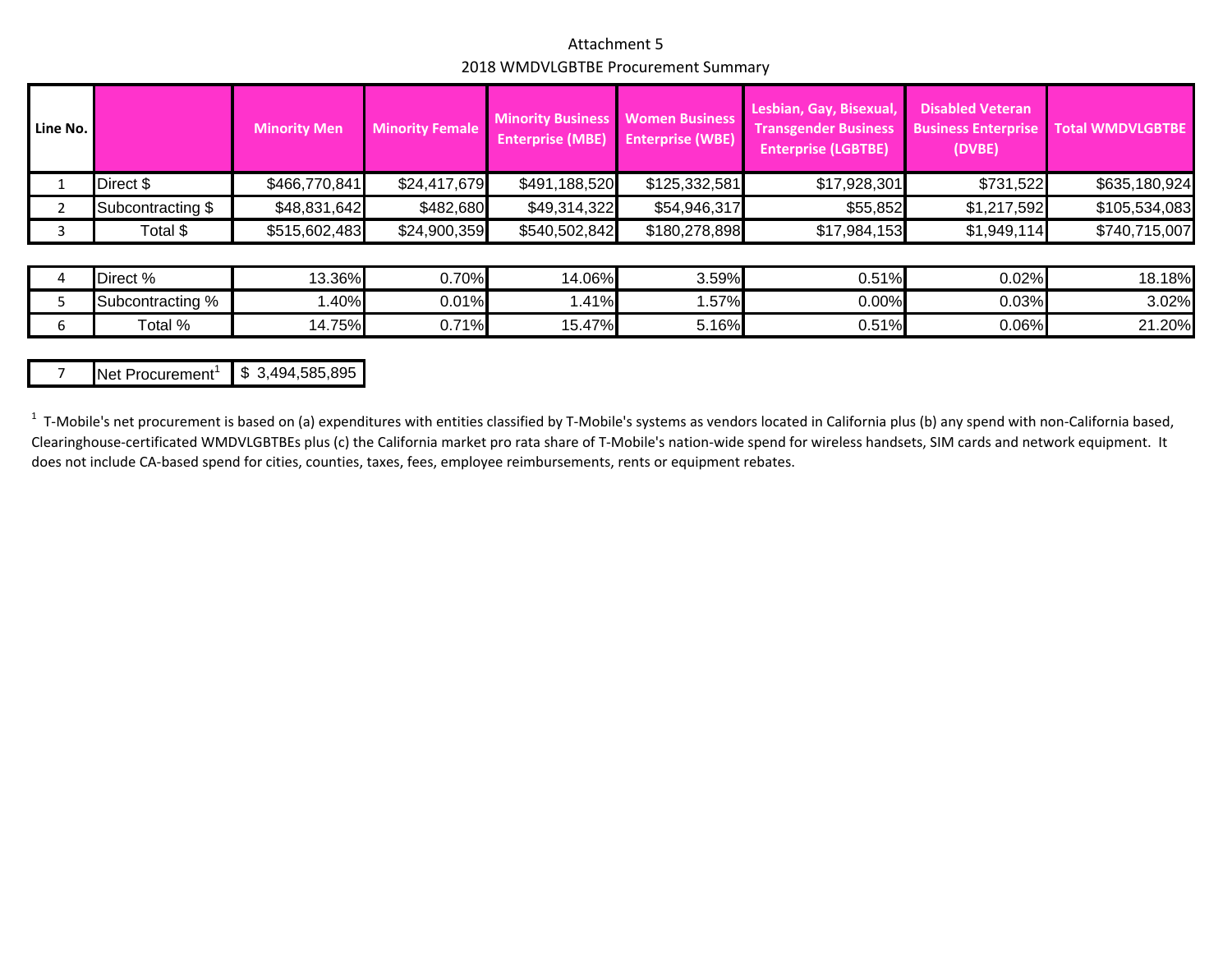Attachment 5

2018 WMDVLGBTBE Procurement Summary

| Line No. | | Minority Men | Minority Female | Minority Business Enterprise (MBE) | Women Business Enterprise (WBE) | Lesbian, Gay, Bisexual, Transgender Business Enterprise (LGBTBE) | Disabled Veteran Business Enterprise (DVBE) | Total WMDVLGBTBE |
|---|---|---|---|---|---|---|---|---|
| 1 | Direct $ | $466,770,841 | $24,417,679 | $491,188,520 | $125,332,581 | $17,928,301 | $731,522 | $635,180,924 |
| 2 | Subcontracting $ | $48,831,642 | $482,680 | $49,314,322 | $54,946,317 | $55,852 | $1,217,592 | $105,534,083 |
| 3 | Total $ | $515,602,483 | $24,900,359 | $540,502,842 | $180,278,898 | $17,984,153 | $1,949,114 | $740,715,007 |
| 4 | Direct % | 13.36% | 0.70% | 14.06% | 3.59% | 0.51% | 0.02% | 18.18% |
| 5 | Subcontracting % | 1.40% | 0.01% | 1.41% | 1.57% | 0.00% | 0.03% | 3.02% |
| 6 | Total % | 14.75% | 0.71% | 15.47% | 5.16% | 0.51% | 0.06% | 21.20% |

| | | |
|---|---|---|
| 7 | Net Procurement[1] | $ 3,494,585,895 |

[1] T-Mobile's net procurement is based on (a) expenditures with entities classified by T-Mobile's systems as vendors located in California plus (b) any spend with non-California based, Clearinghouse-certificated WMDVLGBTBEs plus (c) the California market pro rata share of T-Mobile's nation-wide spend for wireless handsets, SIM cards and network equipment. It does not include CA-based spend for cities, counties, taxes, fees, employee reimbursements, rents or equipment rebates.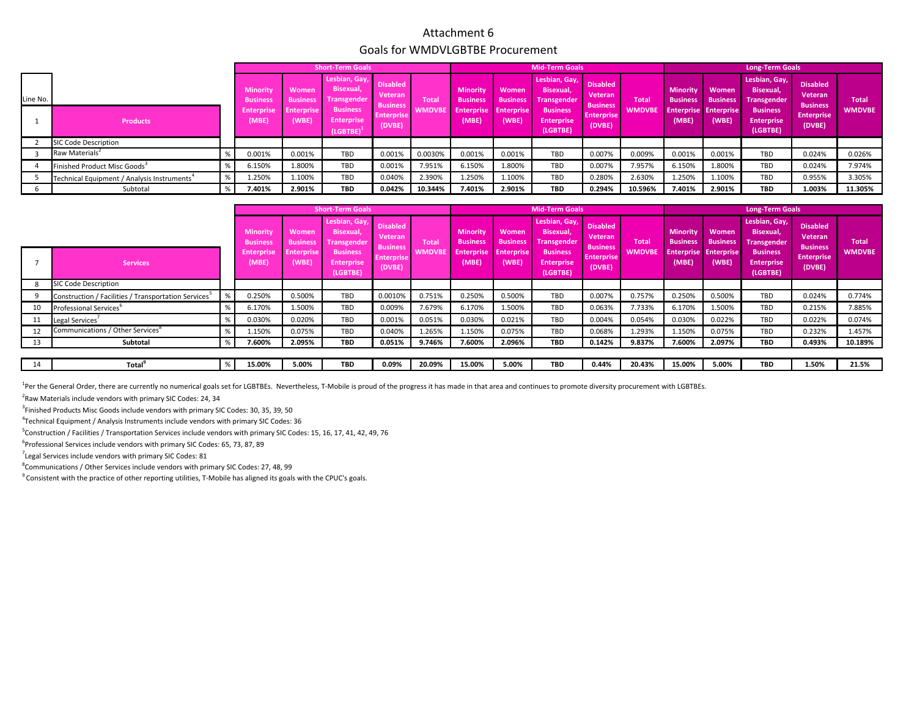# Attachment 6

## Goals for WMDVLGBTBE Procurement

| Line No. | Products | | Short-Term Goals | | | | | Mid-Term Goals | | | | | Long-Term Goals | | | | |
|---|---|---|---|---|---|---|---|---|---|---|---|---|---|---|---|---|---|
| | | | Minority Business Enterprise (MBE) | Women Business Enterprise (WBE) | Lesbian, Gay, Bisexual, Transgender Business Enterprise (LGBTBE)[1] | Disabled Veteran Business Enterprise (DVBE) | Total WMDVBE | Minority Business Enterprise (MBE) | Women Business Enterprise (WBE) | Lesbian, Gay, Bisexual, Transgender Business Enterprise (LGBTBE) | Disabled Veteran Business Enterprise (DVBE) | Total WMDVBE | Minority Business Enterprise (MBE) | Women Business Enterprise (WBE) | Lesbian, Gay, Bisexual, Transgender Business Enterprise (LGBTBE) | Disabled Veteran Business Enterprise (DVBE) | Total WMDVBE |
| 1 | Products | | | | | | | | | | | | | | | | |
| 2 | SIC Code Description | | | | | | | | | | | | | | | | |
| 3 | Raw Materials[2] | % | 0.001% | 0.001% | TBD | 0.001% | 0.0030% | 0.001% | 0.001% | TBD | 0.007% | 0.009% | 0.001% | 0.001% | TBD | 0.024% | 0.026% |
| 4 | Finished Product Misc Goods[3] | % | 6.150% | 1.800% | TBD | 0.001% | 7.951% | 6.150% | 1.800% | TBD | 0.007% | 7.957% | 6.150% | 1.800% | TBD | 0.024% | 7.974% |
| 5 | Technical Equipment / Analysis Instruments[4] | % | 1.250% | 1.100% | TBD | 0.040% | 2.390% | 1.250% | 1.100% | TBD | 0.280% | 2.630% | 1.250% | 1.100% | TBD | 0.955% | 3.305% |
| 6 | Subtotal | % | **7.401%** | **2.901%** | **TBD** | **0.042%** | **10.344%** | **7.401%** | **2.901%** | **TBD** | **0.294%** | **10.596%** | **7.401%** | **2.901%** | **TBD** | **1.003%** | **11.305%** |

| Line No. | Services | | Short-Term Goals | | | | | Mid-Term Goals | | | | | Long-Term Goals | | | | |
|---|---|---|---|---|---|---|---|---|---|---|---|---|---|---|---|---|---|
| | | | Minority Business Enterprise (MBE) | Women Business Enterprise (WBE) | Lesbian, Gay, Bisexual, Transgender Business Enterprise (LGBTBE) | Disabled Veteran Business Enterprise (DVBE) | Total WMDVBE | Minority Business Enterprise (MBE) | Women Business Enterprise (WBE) | Lesbian, Gay, Bisexual, Transgender Business Enterprise (LGBTBE) | Disabled Veteran Business Enterprise (DVBE) | Total WMDVBE | Minority Business Enterprise (MBE) | Women Business Enterprise (WBE) | Lesbian, Gay, Bisexual, Transgender Business Enterprise (LGBTBE) | Disabled Veteran Business Enterprise (DVBE) | Total WMDVBE |
| 7 | Services | | | | | | | | | | | | | | | | |
| 8 | SIC Code Description | | | | | | | | | | | | | | | | |
| 9 | Construction / Facilities / Transportation Services[5] | % | 0.250% | 0.500% | TBD | 0.0010% | 0.751% | 0.250% | 0.500% | TBD | 0.007% | 0.757% | 0.250% | 0.500% | TBD | 0.024% | 0.774% |
| 10 | Professional Services[6] | % | 6.170% | 1.500% | TBD | 0.009% | 7.679% | 6.170% | 1.500% | TBD | 0.063% | 7.733% | 6.170% | 1.500% | TBD | 0.215% | 7.885% |
| 11 | Legal Services[7] | % | 0.030% | 0.020% | TBD | 0.001% | 0.051% | 0.030% | 0.021% | TBD | 0.004% | 0.054% | 0.030% | 0.022% | TBD | 0.022% | 0.074% |
| 12 | Communications / Other Services[8] | % | 1.150% | 0.075% | TBD | 0.040% | 1.265% | 1.150% | 0.075% | TBD | 0.068% | 1.293% | 1.150% | 0.075% | TBD | 0.232% | 1.457% |
| 13 | **Subtotal** | % | **7.600%** | **2.095%** | **TBD** | **0.051%** | **9.746%** | **7.600%** | **2.096%** | **TBD** | **0.142%** | **9.837%** | **7.600%** | **2.097%** | **TBD** | **0.493%** | **10.189%** |
| 14 | **Total[9]** | % | **15.00%** | **5.00%** | **TBD** | **0.09%** | **20.09%** | **15.00%** | **5.00%** | **TBD** | **0.44%** | **20.43%** | **15.00%** | **5.00%** | **TBD** | **1.50%** | **21.5%** |

[1]Per the General Order, there are currently no numerical goals set for LGBTBEs. Nevertheless, T-Mobile is proud of the progress it has made in that area and continues to promote diversity procurement with LGBTBEs.

[2]Raw Materials include vendors with primary SIC Codes: 24, 34

[3]Finished Products Misc Goods include vendors with primary SIC Codes: 30, 35, 39, 50

[4]Technical Equipment / Analysis Instruments include vendors with primary SIC Codes: 36

[5]Construction / Facilities / Transportation Services include vendors with primary SIC Codes: 15, 16, 17, 41, 42, 49, 76

[6]Professional Services include vendors with primary SIC Codes: 65, 73, 87, 89

[7]Legal Services include vendors with primary SIC Codes: 81

[8]Communications / Other Services include vendors with primary SIC Codes: 27, 48, 99

[9]Consistent with the practice of other reporting utilities, T-Mobile has aligned its goals with the CPUC's goals.